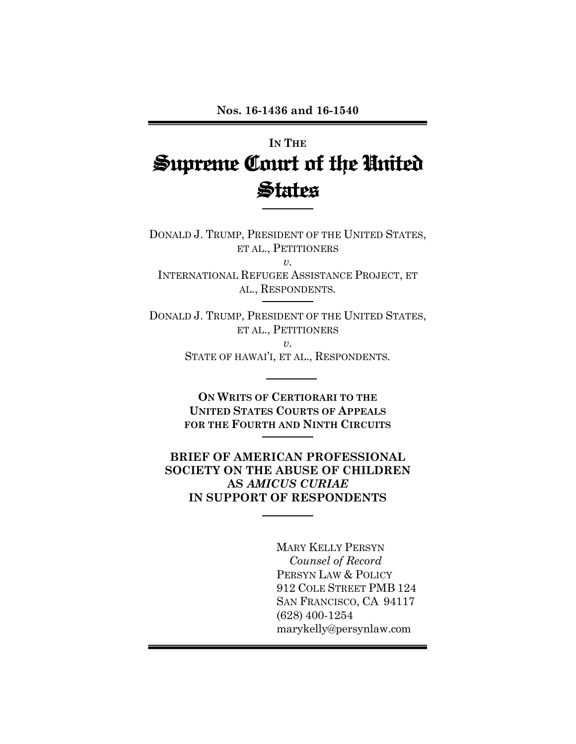**Nos. 16-1436 and 16-1540**

IN THE

# Supreme Court of the United States

DONALD J. TRUMP, PRESIDENT OF THE UNITED STATES, ET AL., PETITIONERS

*v.*

INTERNATIONAL REFUGEE ASSISTANCE PROJECT, ET AL., RESPONDENTS.

DONALD J. TRUMP, PRESIDENT OF THE UNITED STATES, ET AL., PETITIONERS

*v.*

STATE OF HAWAI'I, ET AL., RESPONDENTS.

**ON WRITS OF CERTIORARI TO THE UNITED STATES COURTS OF APPEALS FOR THE FOURTH AND NINTH CIRCUITS**

**BRIEF OF AMERICAN PROFESSIONAL SOCIETY ON THE ABUSE OF CHILDREN AS *AMICUS CURIAE* IN SUPPORT OF RESPONDENTS**

MARY KELLY PERSYN
*Counsel of Record*
PERSYN LAW & POLICY
912 COLE STREET PMB 124
SAN FRANCISCO, CA 94117
(628) 400-1254
marykelly@persynlaw.com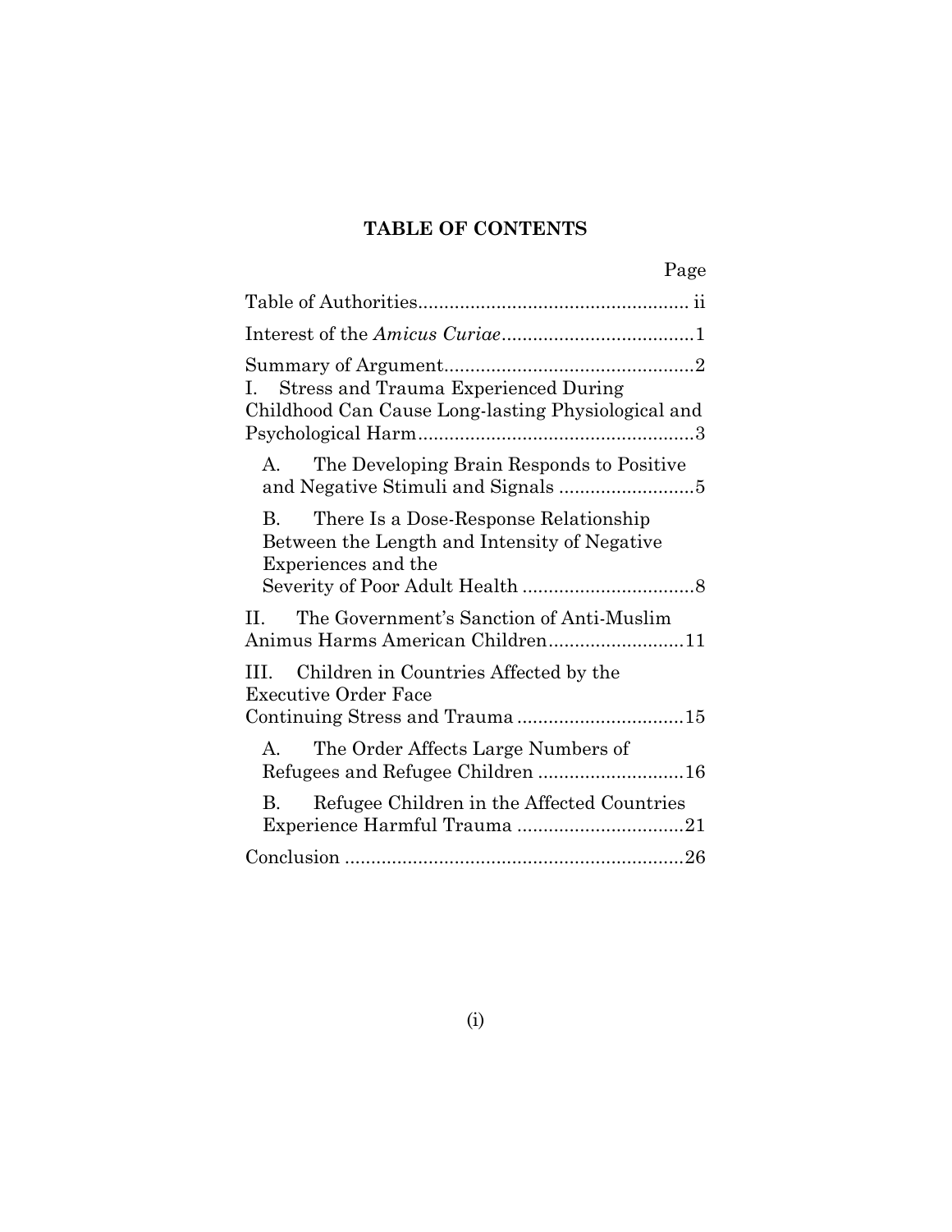# TABLE OF CONTENTS

| | Page |
|---|---|
| Table of Authorities | ii |
| Interest of the *Amicus Curiae* | 1 |
| Summary of Argument | 2 |
| I. Stress and Trauma Experienced During Childhood Can Cause Long-lasting Physiological and Psychological Harm | 3 |
| A. The Developing Brain Responds to Positive and Negative Stimuli and Signals | 5 |
| B. There Is a Dose-Response Relationship Between the Length and Intensity of Negative Experiences and the Severity of Poor Adult Health | 8 |
| II. The Government's Sanction of Anti-Muslim Animus Harms American Children | 11 |
| III. Children in Countries Affected by the Executive Order Face Continuing Stress and Trauma | 15 |
| A. The Order Affects Large Numbers of Refugees and Refugee Children | 16 |
| B. Refugee Children in the Affected Countries Experience Harmful Trauma | 21 |
| Conclusion | 26 |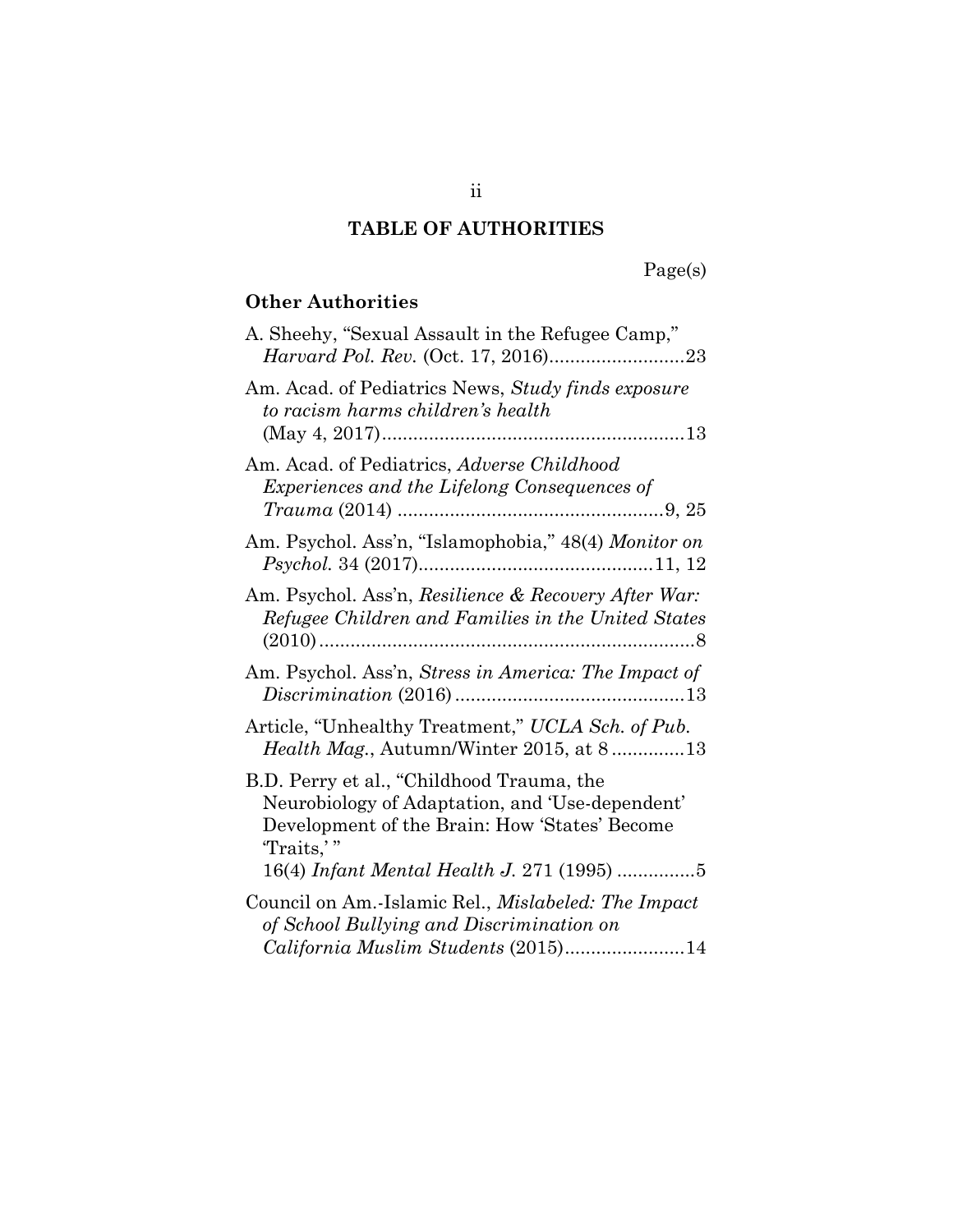# TABLE OF AUTHORITIES

Page(s)

## Other Authorities

A. Sheehy, "Sexual Assault in the Refugee Camp," *Harvard Pol. Rev.* (Oct. 17, 2016)..........................23

Am. Acad. of Pediatrics News, *Study finds exposure to racism harms children's health* (May 4, 2017)..........................................................13

Am. Acad. of Pediatrics, *Adverse Childhood Experiences and the Lifelong Consequences of Trauma* (2014) ...................................................9, 25

Am. Psychol. Ass'n, "Islamophobia," 48(4) *Monitor on Psychol.* 34 (2017).............................................11, 12

Am. Psychol. Ass'n, *Resilience & Recovery After War: Refugee Children and Families in the United States* (2010)........................................................................8

Am. Psychol. Ass'n, *Stress in America: The Impact of Discrimination* (2016)............................................13

Article, "Unhealthy Treatment," *UCLA Sch. of Pub. Health Mag.*, Autumn/Winter 2015, at 8 .............13

B.D. Perry et al., "Childhood Trauma, the Neurobiology of Adaptation, and 'Use-dependent' Development of the Brain: How 'States' Become 'Traits,' " 16(4) *Infant Mental Health J.* 271 (1995) ...............5

Council on Am.-Islamic Rel., *Mislabeled: The Impact of School Bullying and Discrimination on California Muslim Students* (2015).......................14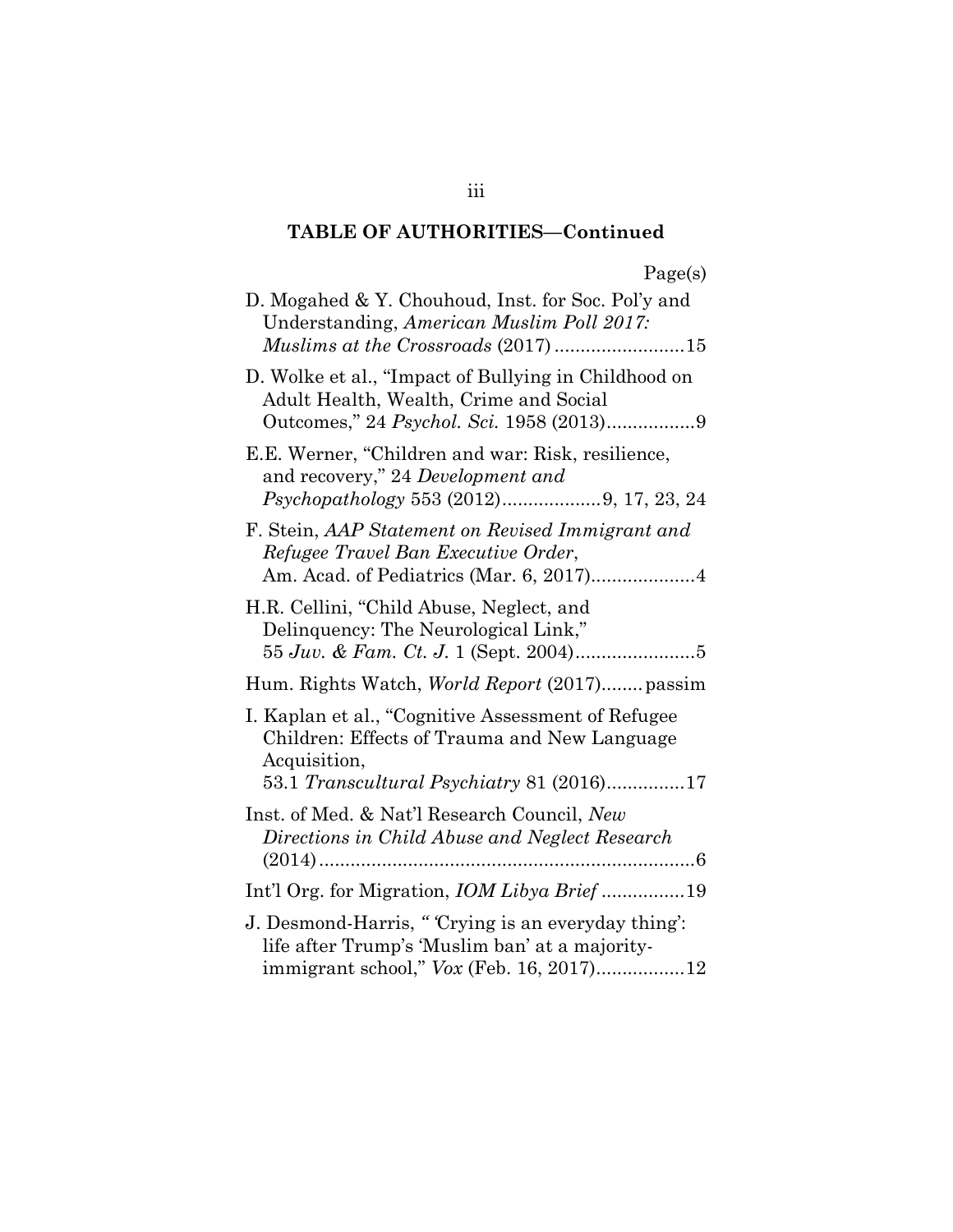**TABLE OF AUTHORITIES—Continued**

Page(s)

D. Mogahed & Y. Chouhoud, Inst. for Soc. Pol'y and Understanding, *American Muslim Poll 2017: Muslims at the Crossroads* (2017) ........................15

D. Wolke et al., "Impact of Bullying in Childhood on Adult Health, Wealth, Crime and Social Outcomes," 24 *Psychol. Sci.* 1958 (2013)................9

E.E. Werner, "Children and war: Risk, resilience, and recovery," 24 *Development and Psychopathology* 553 (2012)..................9, 17, 23, 24

F. Stein, *AAP Statement on Revised Immigrant and Refugee Travel Ban Executive Order*, Am. Acad. of Pediatrics (Mar. 6, 2017)...................4

H.R. Cellini, "Child Abuse, Neglect, and Delinquency: The Neurological Link," 55 *Juv. & Fam. Ct. J.* 1 (Sept. 2004)......................5

Hum. Rights Watch, *World Report* (2017)........passim

I. Kaplan et al., "Cognitive Assessment of Refugee Children: Effects of Trauma and New Language Acquisition, 53.1 *Transcultural Psychiatry* 81 (2016)..............17

Inst. of Med. & Nat'l Research Council, *New Directions in Child Abuse and Neglect Research* (2014) .......................................................................6

Int'l Org. for Migration, *IOM Libya Brief* ................19

J. Desmond-Harris, " 'Crying is an everyday thing': life after Trump's 'Muslim ban' at a majority-immigrant school," *Vox* (Feb. 16, 2017)................12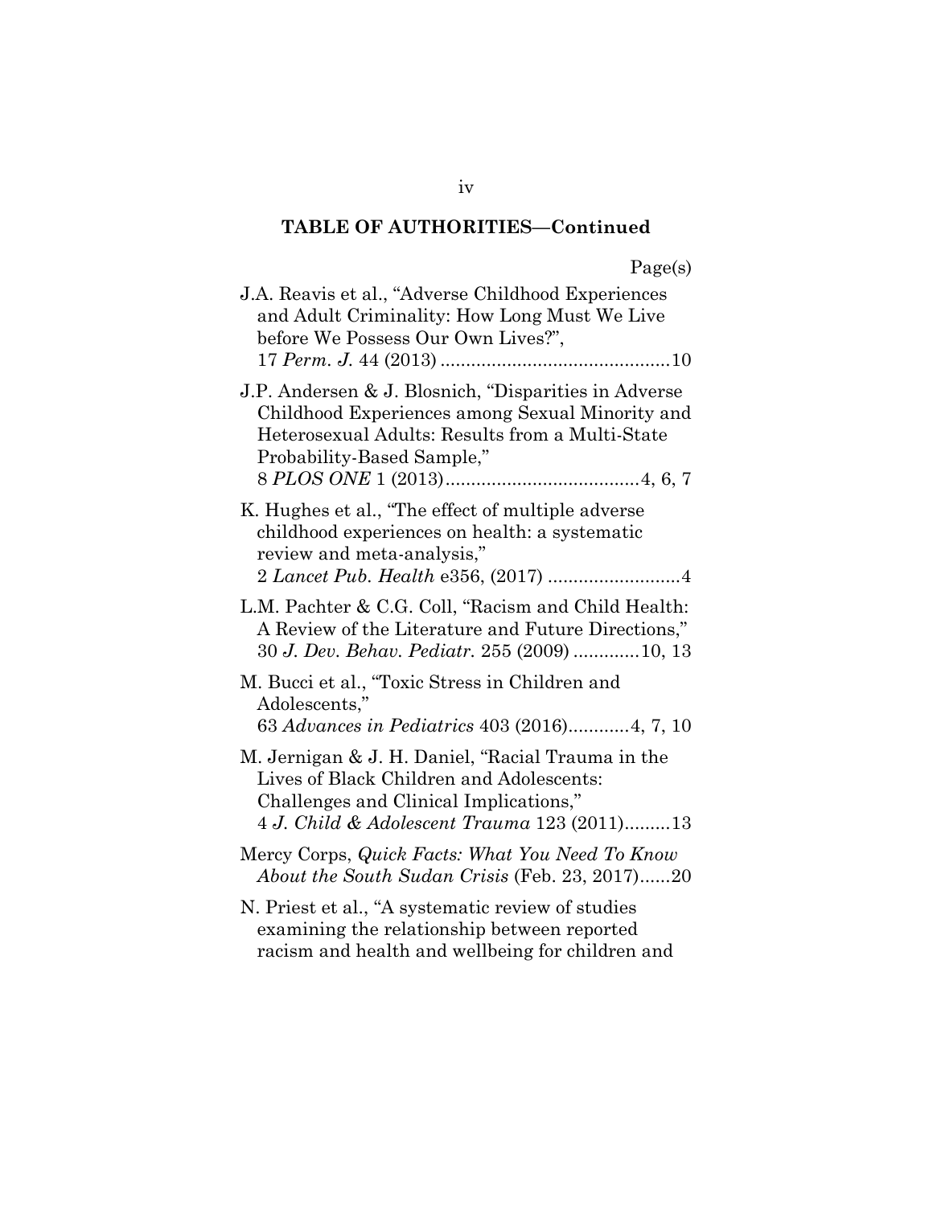**TABLE OF AUTHORITIES—Continued**

Page(s)

J.A. Reavis et al., "Adverse Childhood Experiences and Adult Criminality: How Long Must We Live before We Possess Our Own Lives?", 17 *Perm. J.* 44 (2013) ............................................10

J.P. Andersen & J. Blosnich, "Disparities in Adverse Childhood Experiences among Sexual Minority and Heterosexual Adults: Results from a Multi-State Probability-Based Sample," 8 *PLOS ONE* 1 (2013)......................................4, 6, 7

K. Hughes et al., "The effect of multiple adverse childhood experiences on health: a systematic review and meta-analysis," 2 *Lancet Pub. Health* e356, (2017) ..........................4

L.M. Pachter & C.G. Coll, "Racism and Child Health: A Review of the Literature and Future Directions," 30 *J. Dev. Behav. Pediatr.* 255 (2009) .............10, 13

M. Bucci et al., "Toxic Stress in Children and Adolescents," 63 *Advances in Pediatrics* 403 (2016)............4, 7, 10

M. Jernigan & J. H. Daniel, "Racial Trauma in the Lives of Black Children and Adolescents: Challenges and Clinical Implications," 4 *J. Child & Adolescent Trauma* 123 (2011).........13

Mercy Corps, *Quick Facts: What You Need To Know About the South Sudan Crisis* (Feb. 23, 2017)......20

N. Priest et al., "A systematic review of studies examining the relationship between reported racism and health and wellbeing for children and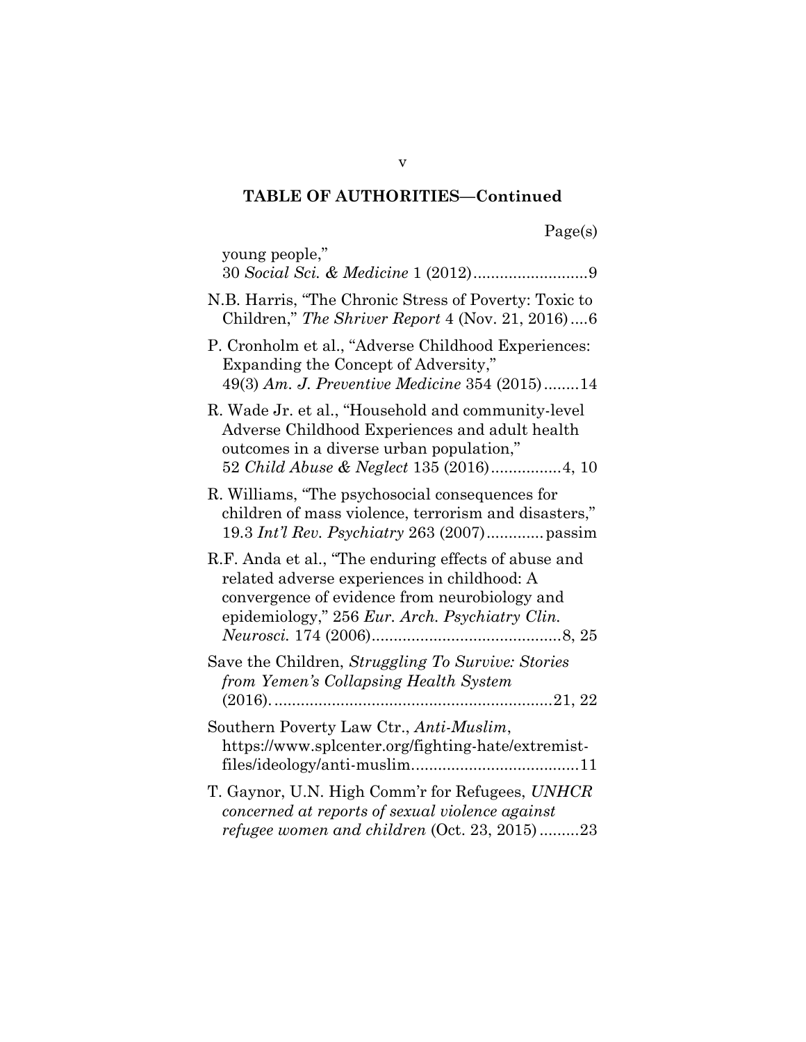**TABLE OF AUTHORITIES—Continued**

Page(s)

young people," 30 *Social Sci. & Medicine* 1 (2012) .......................... 9

N.B. Harris, "The Chronic Stress of Poverty: Toxic to Children," *The Shriver Report* 4 (Nov. 21, 2016) .... 6

P. Cronholm et al., "Adverse Childhood Experiences: Expanding the Concept of Adversity," 49(3) *Am. J. Preventive Medicine* 354 (2015) ........ 14

R. Wade Jr. et al., "Household and community-level Adverse Childhood Experiences and adult health outcomes in a diverse urban population," 52 *Child Abuse & Neglect* 135 (2016) ................ 4, 10

R. Williams, "The psychosocial consequences for children of mass violence, terrorism and disasters," 19.3 *Int'l Rev. Psychiatry* 263 (2007) ............. passim

R.F. Anda et al., "The enduring effects of abuse and related adverse experiences in childhood: A convergence of evidence from neurobiology and epidemiology," 256 *Eur. Arch. Psychiatry Clin. Neurosci.* 174 (2006) .......................................... 8, 25

Save the Children, *Struggling To Survive: Stories from Yemen's Collapsing Health System* (2016). .............................................................. 21, 22

Southern Poverty Law Ctr., *Anti-Muslim*, https://www.splcenter.org/fighting-hate/extremist-files/ideology/anti-muslim ..................................... 11

T. Gaynor, U.N. High Comm'r for Refugees, *UNHCR concerned at reports of sexual violence against refugee women and children* (Oct. 23, 2015) ......... 23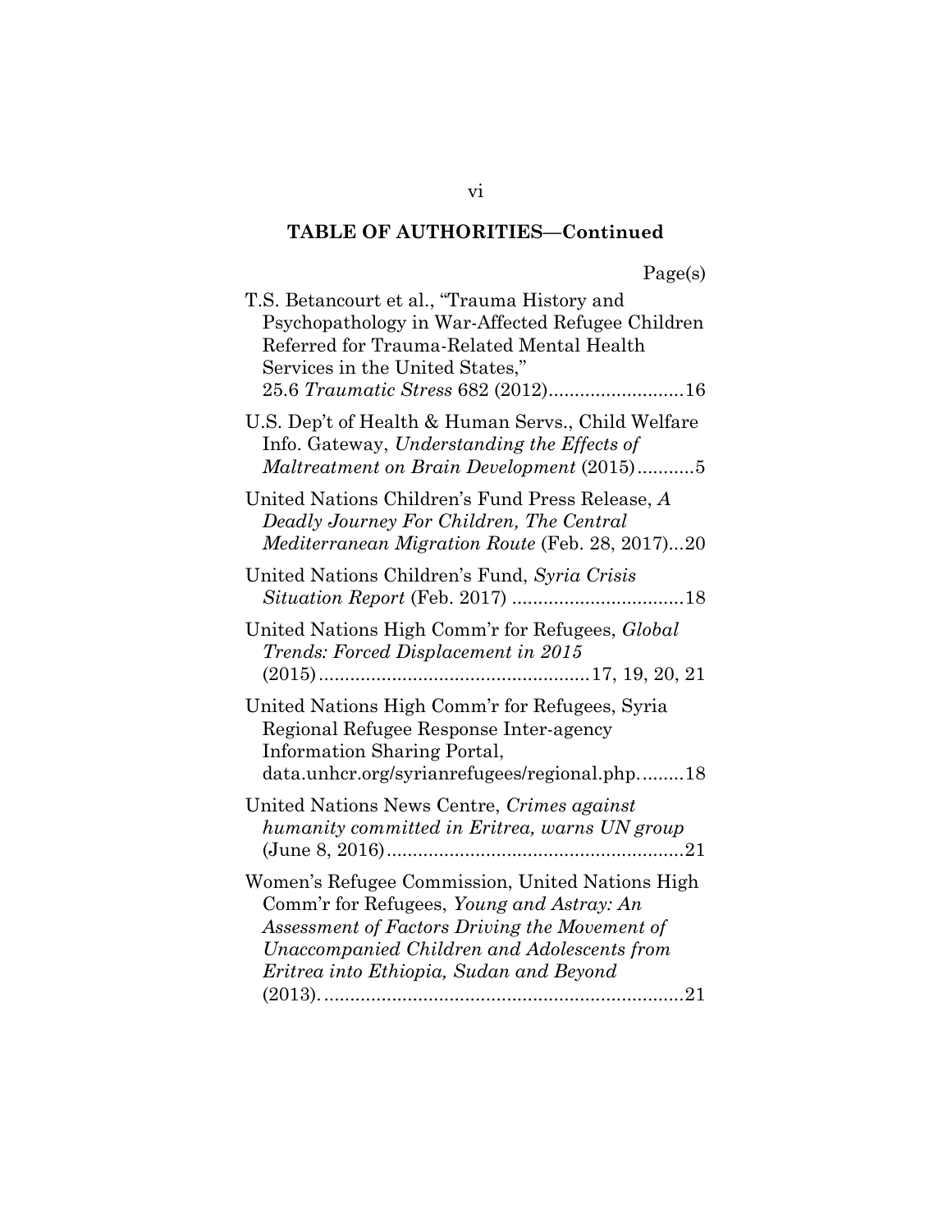**TABLE OF AUTHORITIES—Continued**

Page(s)

T.S. Betancourt et al., "Trauma History and Psychopathology in War-Affected Refugee Children Referred for Trauma-Related Mental Health Services in the United States," 25.6 *Traumatic Stress* 682 (2012) .......................... 16

U.S. Dep't of Health & Human Servs., Child Welfare Info. Gateway, *Understanding the Effects of Maltreatment on Brain Development* (2015) ........... 5

United Nations Children's Fund Press Release, *A Deadly Journey For Children, The Central Mediterranean Migration Route* (Feb. 28, 2017) ... 20

United Nations Children's Fund, *Syria Crisis Situation Report* (Feb. 2017) ................................. 18

United Nations High Comm'r for Refugees, *Global Trends: Forced Displacement in 2015* (2015) .................................................... 17, 19, 20, 21

United Nations High Comm'r for Refugees, Syria Regional Refugee Response Inter-agency Information Sharing Portal, data.unhcr.org/syrianrefugees/regional.php......... 18

United Nations News Centre, *Crimes against humanity committed in Eritrea, warns UN group* (June 8, 2016) ......................................................... 21

Women's Refugee Commission, United Nations High Comm'r for Refugees, *Young and Astray: An Assessment of Factors Driving the Movement of Unaccompanied Children and Adolescents from Eritrea into Ethiopia, Sudan and Beyond* (2013). .................................................................... 21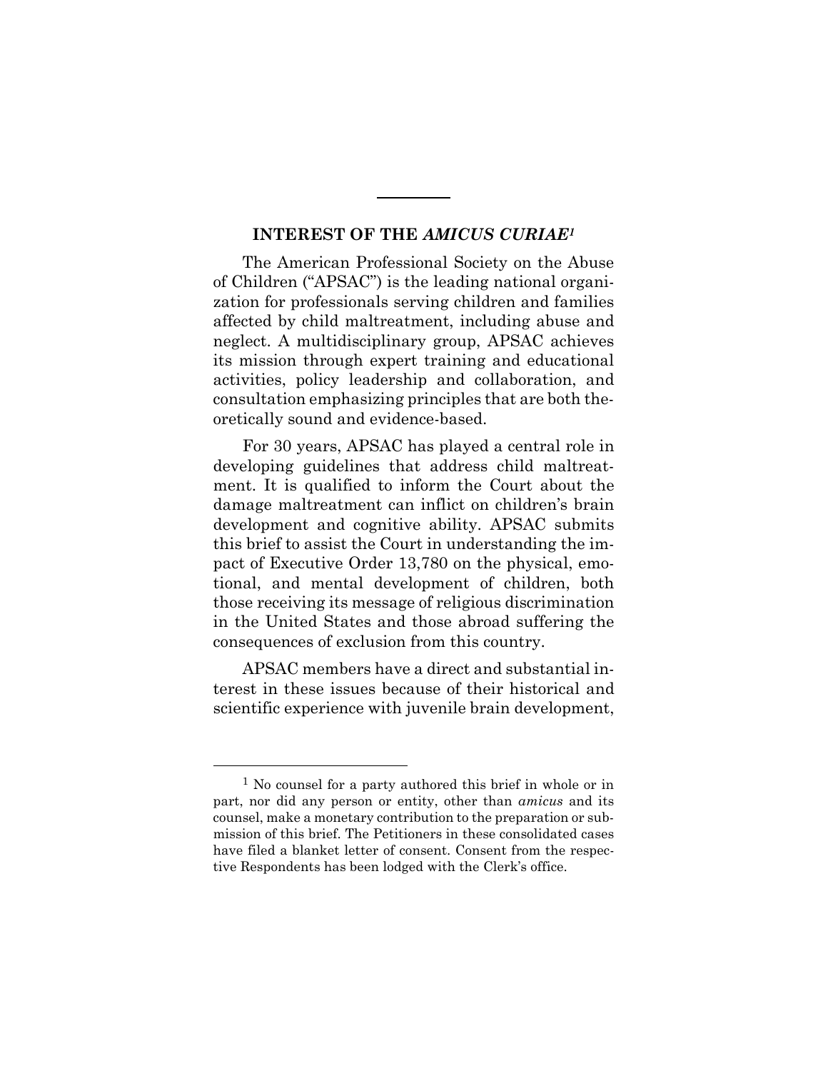## INTEREST OF THE *AMICUS CURIAE*[1]

The American Professional Society on the Abuse of Children ("APSAC") is the leading national organization for professionals serving children and families affected by child maltreatment, including abuse and neglect. A multidisciplinary group, APSAC achieves its mission through expert training and educational activities, policy leadership and collaboration, and consultation emphasizing principles that are both theoretically sound and evidence-based.

For 30 years, APSAC has played a central role in developing guidelines that address child maltreatment. It is qualified to inform the Court about the damage maltreatment can inflict on children's brain development and cognitive ability. APSAC submits this brief to assist the Court in understanding the impact of Executive Order 13,780 on the physical, emotional, and mental development of children, both those receiving its message of religious discrimination in the United States and those abroad suffering the consequences of exclusion from this country.

APSAC members have a direct and substantial interest in these issues because of their historical and scientific experience with juvenile brain development,

---

[1] No counsel for a party authored this brief in whole or in part, nor did any person or entity, other than *amicus* and its counsel, make a monetary contribution to the preparation or submission of this brief. The Petitioners in these consolidated cases have filed a blanket letter of consent. Consent from the respective Respondents has been lodged with the Clerk's office.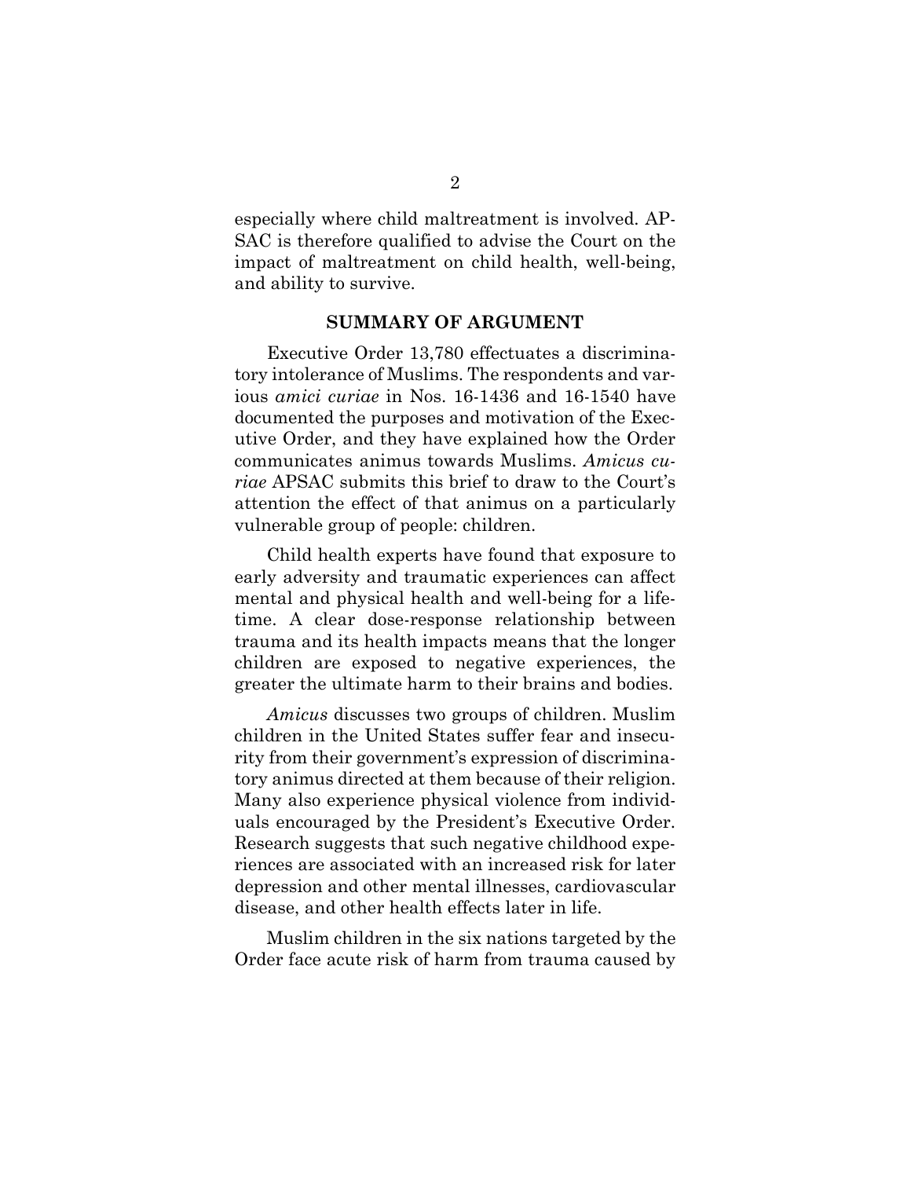especially where child maltreatment is involved. APSAC is therefore qualified to advise the Court on the impact of maltreatment on child health, well-being, and ability to survive.

## SUMMARY OF ARGUMENT

Executive Order 13,780 effectuates a discriminatory intolerance of Muslims. The respondents and various *amici curiae* in Nos. 16-1436 and 16-1540 have documented the purposes and motivation of the Executive Order, and they have explained how the Order communicates animus towards Muslims. *Amicus curiae* APSAC submits this brief to draw to the Court's attention the effect of that animus on a particularly vulnerable group of people: children.

Child health experts have found that exposure to early adversity and traumatic experiences can affect mental and physical health and well-being for a lifetime. A clear dose-response relationship between trauma and its health impacts means that the longer children are exposed to negative experiences, the greater the ultimate harm to their brains and bodies.

*Amicus* discusses two groups of children. Muslim children in the United States suffer fear and insecurity from their government's expression of discriminatory animus directed at them because of their religion. Many also experience physical violence from individuals encouraged by the President's Executive Order. Research suggests that such negative childhood experiences are associated with an increased risk for later depression and other mental illnesses, cardiovascular disease, and other health effects later in life.

Muslim children in the six nations targeted by the Order face acute risk of harm from trauma caused by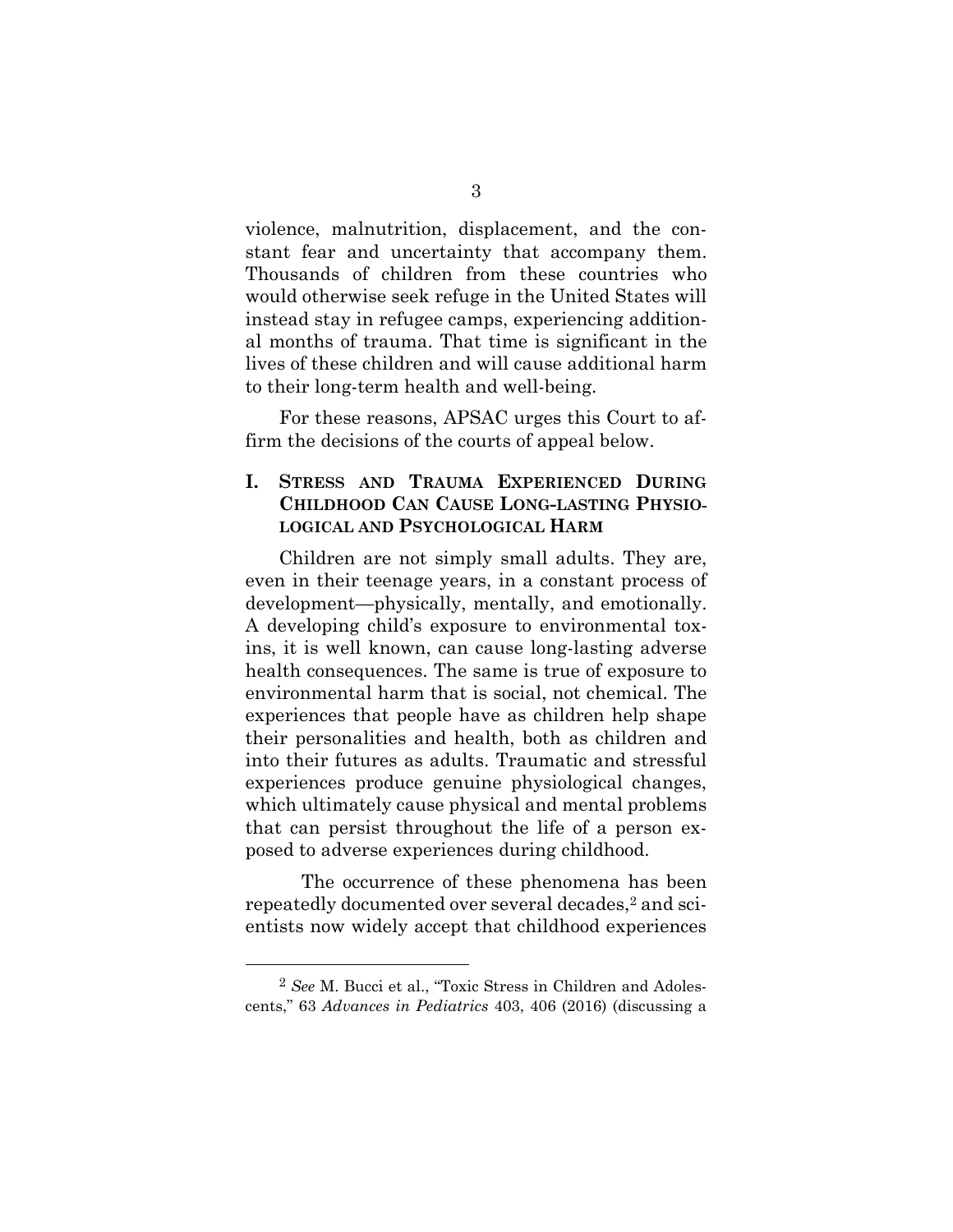violence, malnutrition, displacement, and the constant fear and uncertainty that accompany them. Thousands of children from these countries who would otherwise seek refuge in the United States will instead stay in refugee camps, experiencing additional months of trauma. That time is significant in the lives of these children and will cause additional harm to their long-term health and well-being.

For these reasons, APSAC urges this Court to affirm the decisions of the courts of appeal below.

## I. STRESS AND TRAUMA EXPERIENCED DURING CHILDHOOD CAN CAUSE LONG-LASTING PHYSIOLOGICAL AND PSYCHOLOGICAL HARM

Children are not simply small adults. They are, even in their teenage years, in a constant process of development—physically, mentally, and emotionally. A developing child's exposure to environmental toxins, it is well known, can cause long-lasting adverse health consequences. The same is true of exposure to environmental harm that is social, not chemical. The experiences that people have as children help shape their personalities and health, both as children and into their futures as adults. Traumatic and stressful experiences produce genuine physiological changes, which ultimately cause physical and mental problems that can persist throughout the life of a person exposed to adverse experiences during childhood.

The occurrence of these phenomena has been repeatedly documented over several decades,[2] and scientists now widely accept that childhood experiences

---

[2] *See* M. Bucci et al., "Toxic Stress in Children and Adolescents," 63 *Advances in Pediatrics* 403, 406 (2016) (discussing a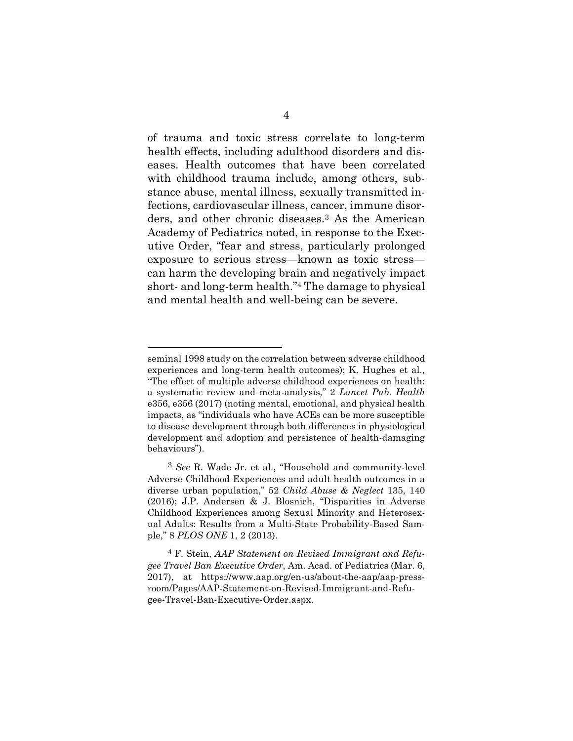of trauma and toxic stress correlate to long-term health effects, including adulthood disorders and diseases. Health outcomes that have been correlated with childhood trauma include, among others, substance abuse, mental illness, sexually transmitted infections, cardiovascular illness, cancer, immune disorders, and other chronic diseases.[3] As the American Academy of Pediatrics noted, in response to the Executive Order, "fear and stress, particularly prolonged exposure to serious stress—known as toxic stress—can harm the developing brain and negatively impact short- and long-term health."[4] The damage to physical and mental health and well-being can be severe.

---

seminal 1998 study on the correlation between adverse childhood experiences and long-term health outcomes); K. Hughes et al., "The effect of multiple adverse childhood experiences on health: a systematic review and meta-analysis," 2 *Lancet Pub. Health* e356, e356 (2017) (noting mental, emotional, and physical health impacts, as "individuals who have ACEs can be more susceptible to disease development through both differences in physiological development and adoption and persistence of health-damaging behaviours").

[3] *See* R. Wade Jr. et al., "Household and community-level Adverse Childhood Experiences and adult health outcomes in a diverse urban population," 52 *Child Abuse & Neglect* 135, 140 (2016); J.P. Andersen & J. Blosnich, "Disparities in Adverse Childhood Experiences among Sexual Minority and Heterosexual Adults: Results from a Multi-State Probability-Based Sample," 8 *PLOS ONE* 1, 2 (2013).

[4] F. Stein, *AAP Statement on Revised Immigrant and Refugee Travel Ban Executive Order*, Am. Acad. of Pediatrics (Mar. 6, 2017), at https://www.aap.org/en-us/about-the-aap/aap-press-room/Pages/AAP-Statement-on-Revised-Immigrant-and-Refugee-Travel-Ban-Executive-Order.aspx.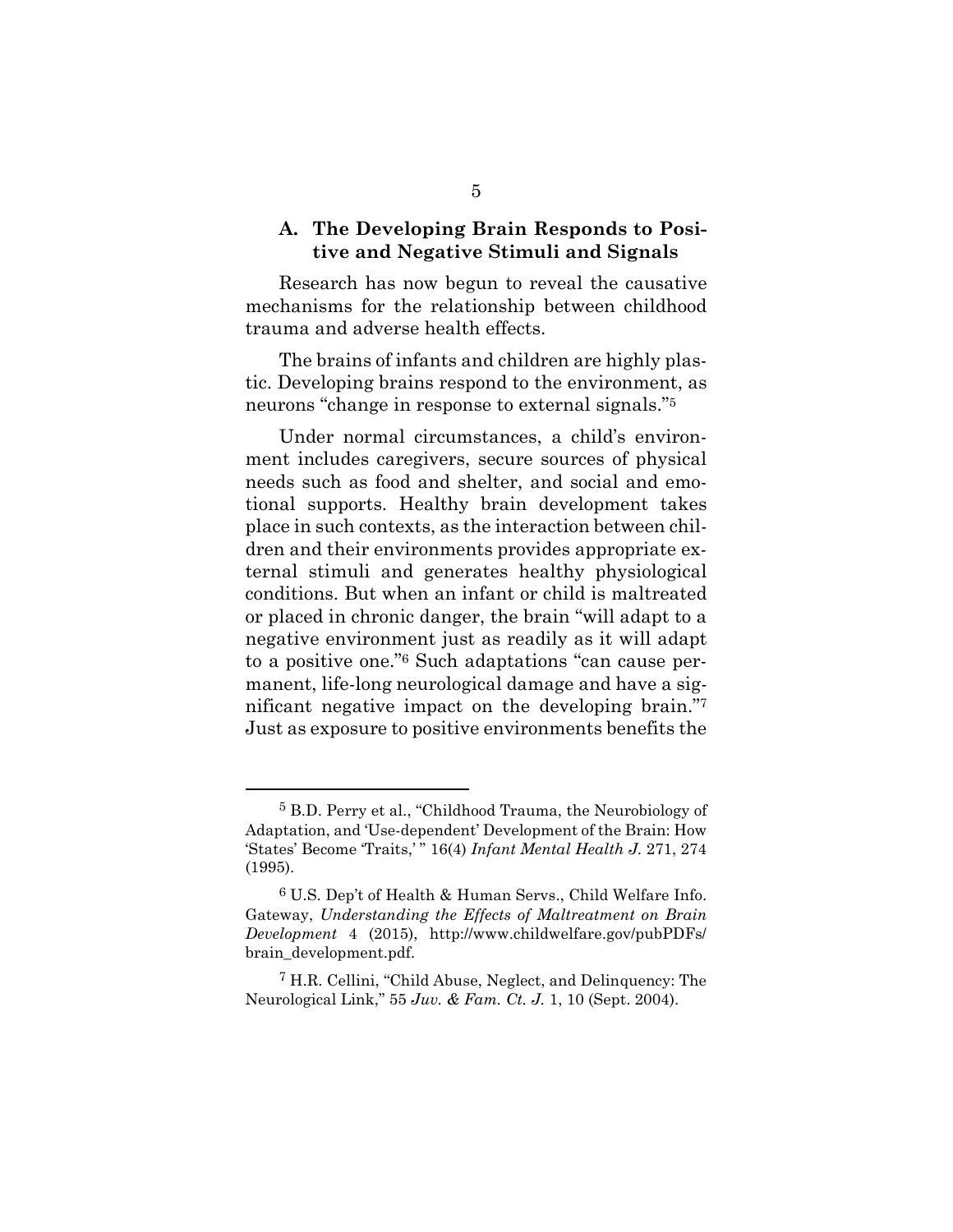### A. The Developing Brain Responds to Positive and Negative Stimuli and Signals

Research has now begun to reveal the causative mechanisms for the relationship between childhood trauma and adverse health effects.

The brains of infants and children are highly plastic. Developing brains respond to the environment, as neurons "change in response to external signals."[5]

Under normal circumstances, a child's environment includes caregivers, secure sources of physical needs such as food and shelter, and social and emotional supports. Healthy brain development takes place in such contexts, as the interaction between children and their environments provides appropriate external stimuli and generates healthy physiological conditions. But when an infant or child is maltreated or placed in chronic danger, the brain "will adapt to a negative environment just as readily as it will adapt to a positive one."[6] Such adaptations "can cause permanent, life-long neurological damage and have a significant negative impact on the developing brain."[7] Just as exposure to positive environments benefits the

---

[5] B.D. Perry et al., "Childhood Trauma, the Neurobiology of Adaptation, and 'Use-dependent' Development of the Brain: How 'States' Become 'Traits,' " 16(4) *Infant Mental Health J.* 271, 274 (1995).

[6] U.S. Dep't of Health & Human Servs., Child Welfare Info. Gateway, *Understanding the Effects of Maltreatment on Brain Development* 4 (2015), http://www.childwelfare.gov/pubPDFs/brain_development.pdf.

[7] H.R. Cellini, "Child Abuse, Neglect, and Delinquency: The Neurological Link," 55 *Juv. & Fam. Ct. J.* 1, 10 (Sept. 2004).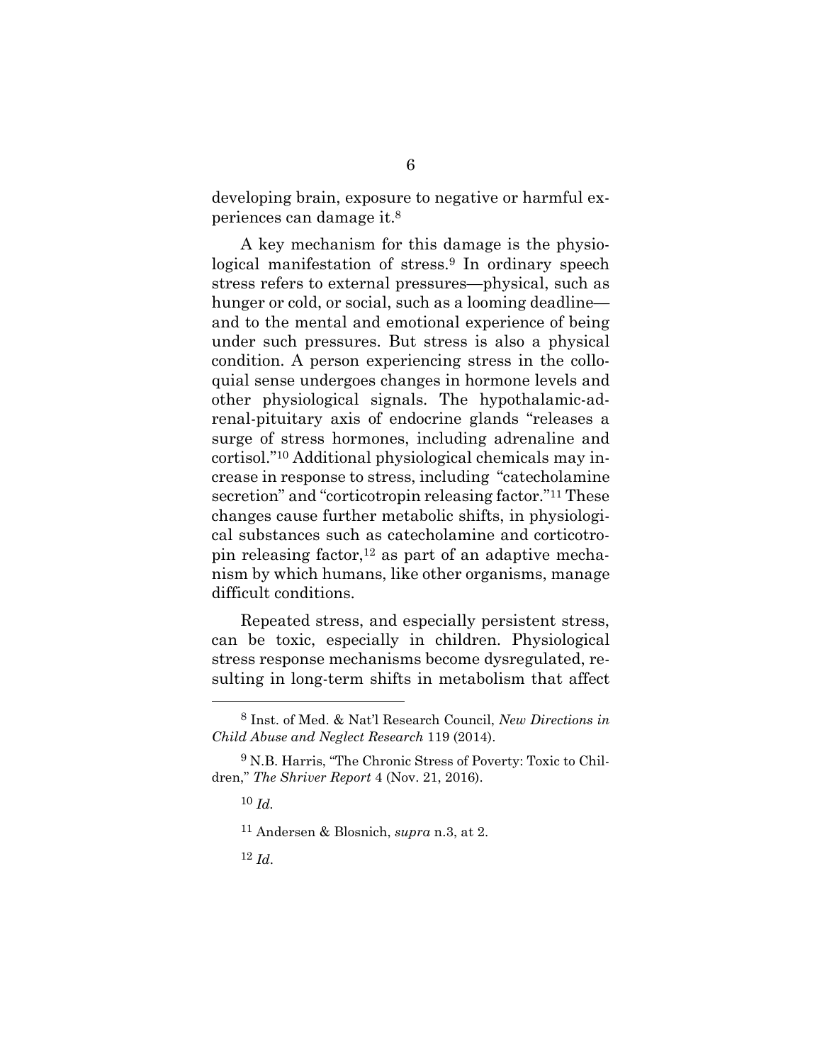developing brain, exposure to negative or harmful experiences can damage it.[8]

A key mechanism for this damage is the physiological manifestation of stress.[9] In ordinary speech stress refers to external pressures—physical, such as hunger or cold, or social, such as a looming deadline—and to the mental and emotional experience of being under such pressures. But stress is also a physical condition. A person experiencing stress in the colloquial sense undergoes changes in hormone levels and other physiological signals. The hypothalamic-adrenal-pituitary axis of endocrine glands "releases a surge of stress hormones, including adrenaline and cortisol."[10] Additional physiological chemicals may increase in response to stress, including "catecholamine secretion" and "corticotropin releasing factor."[11] These changes cause further metabolic shifts, in physiological substances such as catecholamine and corticotropin releasing factor,[12] as part of an adaptive mechanism by which humans, like other organisms, manage difficult conditions.

Repeated stress, and especially persistent stress, can be toxic, especially in children. Physiological stress response mechanisms become dysregulated, resulting in long-term shifts in metabolism that affect

---

[8] Inst. of Med. & Nat'l Research Council, *New Directions in Child Abuse and Neglect Research* 119 (2014).

[9] N.B. Harris, "The Chronic Stress of Poverty: Toxic to Children," *The Shriver Report* 4 (Nov. 21, 2016).

[10] *Id.*

[11] Andersen & Blosnich, *supra* n.3, at 2.

[12] *Id*.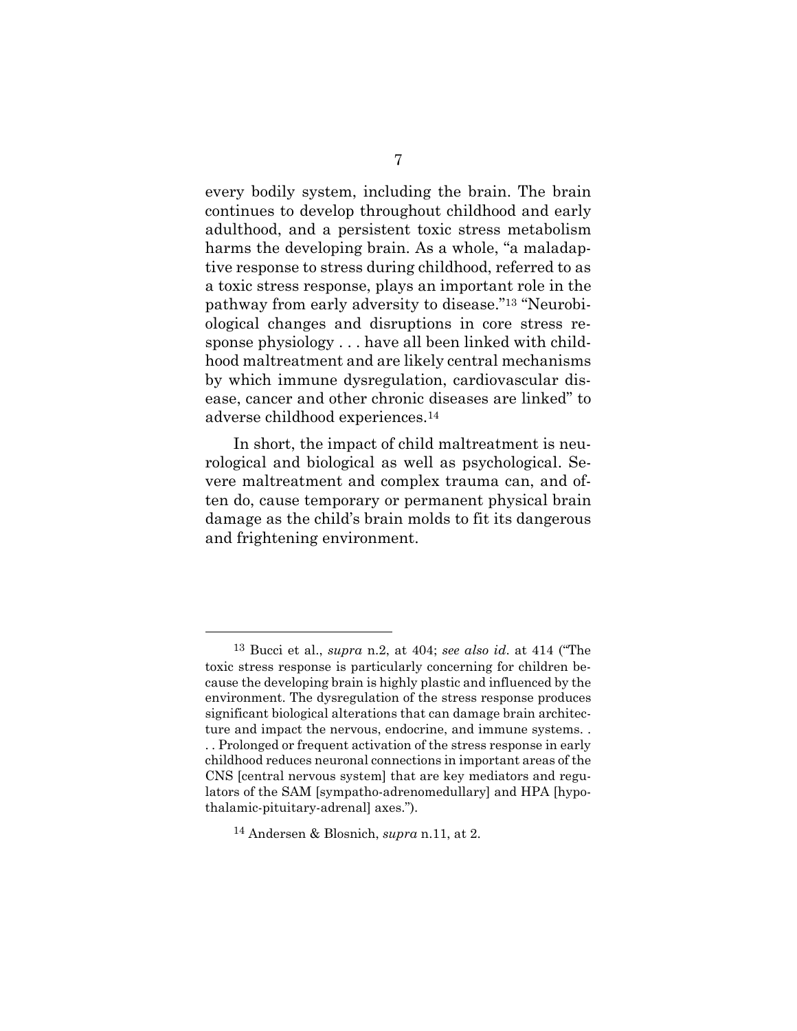every bodily system, including the brain. The brain continues to develop throughout childhood and early adulthood, and a persistent toxic stress metabolism harms the developing brain. As a whole, "a maladaptive response to stress during childhood, referred to as a toxic stress response, plays an important role in the pathway from early adversity to disease."[13] "Neurobiological changes and disruptions in core stress response physiology . . . have all been linked with childhood maltreatment and are likely central mechanisms by which immune dysregulation, cardiovascular disease, cancer and other chronic diseases are linked" to adverse childhood experiences.[14]

In short, the impact of child maltreatment is neurological and biological as well as psychological. Severe maltreatment and complex trauma can, and often do, cause temporary or permanent physical brain damage as the child's brain molds to fit its dangerous and frightening environment.

---

[13] Bucci et al., *supra* n.2, at 404; *see also id*. at 414 ("The toxic stress response is particularly concerning for children because the developing brain is highly plastic and influenced by the environment. The dysregulation of the stress response produces significant biological alterations that can damage brain architecture and impact the nervous, endocrine, and immune systems. . . . Prolonged or frequent activation of the stress response in early childhood reduces neuronal connections in important areas of the CNS [central nervous system] that are key mediators and regulators of the SAM [sympatho-adrenomedullary] and HPA [hypothalamic-pituitary-adrenal] axes.").

[14] Andersen & Blosnich, *supra* n.11, at 2.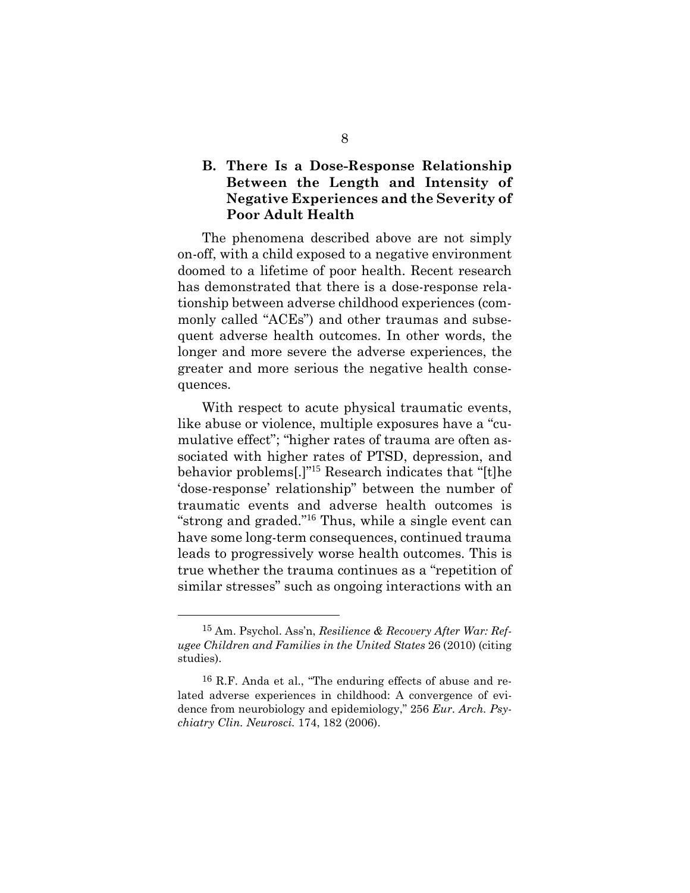### B. There Is a Dose-Response Relationship Between the Length and Intensity of Negative Experiences and the Severity of Poor Adult Health

The phenomena described above are not simply on-off, with a child exposed to a negative environment doomed to a lifetime of poor health. Recent research has demonstrated that there is a dose-response relationship between adverse childhood experiences (commonly called "ACEs") and other traumas and subsequent adverse health outcomes. In other words, the longer and more severe the adverse experiences, the greater and more serious the negative health consequences.

With respect to acute physical traumatic events, like abuse or violence, multiple exposures have a "cumulative effect"; "higher rates of trauma are often associated with higher rates of PTSD, depression, and behavior problems[.]"[15] Research indicates that "[t]he 'dose-response' relationship" between the number of traumatic events and adverse health outcomes is "strong and graded."[16] Thus, while a single event can have some long-term consequences, continued trauma leads to progressively worse health outcomes. This is true whether the trauma continues as a "repetition of similar stresses" such as ongoing interactions with an

---

[15] Am. Psychol. Ass'n, *Resilience & Recovery After War: Refugee Children and Families in the United States* 26 (2010) (citing studies).

[16] R.F. Anda et al., "The enduring effects of abuse and related adverse experiences in childhood: A convergence of evidence from neurobiology and epidemiology," 256 *Eur. Arch. Psychiatry Clin. Neurosci.* 174, 182 (2006).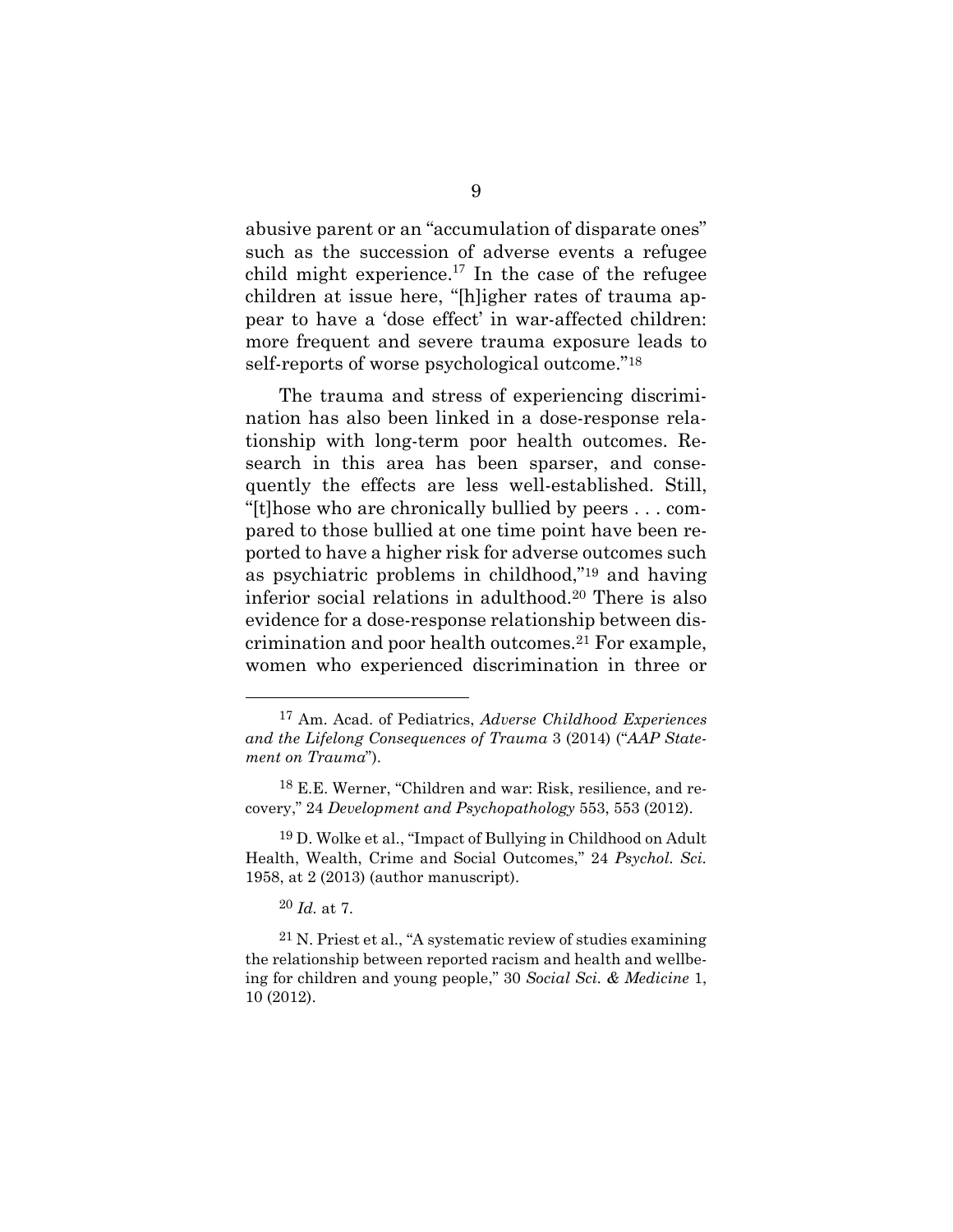abusive parent or an "accumulation of disparate ones" such as the succession of adverse events a refugee child might experience.[17] In the case of the refugee children at issue here, "[h]igher rates of trauma appear to have a 'dose effect' in war-affected children: more frequent and severe trauma exposure leads to self-reports of worse psychological outcome."[18]

The trauma and stress of experiencing discrimination has also been linked in a dose-response relationship with long-term poor health outcomes. Research in this area has been sparser, and consequently the effects are less well-established. Still, "[t]hose who are chronically bullied by peers . . . compared to those bullied at one time point have been reported to have a higher risk for adverse outcomes such as psychiatric problems in childhood,"[19] and having inferior social relations in adulthood.[20] There is also evidence for a dose-response relationship between discrimination and poor health outcomes.[21] For example, women who experienced discrimination in three or

---

[17] Am. Acad. of Pediatrics, *Adverse Childhood Experiences and the Lifelong Consequences of Trauma* 3 (2014) ("*AAP Statement on Trauma*").

[18] E.E. Werner, "Children and war: Risk, resilience, and recovery," 24 *Development and Psychopathology* 553, 553 (2012).

[19] D. Wolke et al., "Impact of Bullying in Childhood on Adult Health, Wealth, Crime and Social Outcomes," 24 *Psychol. Sci.* 1958, at 2 (2013) (author manuscript).

[20] *Id.* at 7.

[21] N. Priest et al., "A systematic review of studies examining the relationship between reported racism and health and wellbeing for children and young people," 30 *Social Sci. & Medicine* 1, 10 (2012).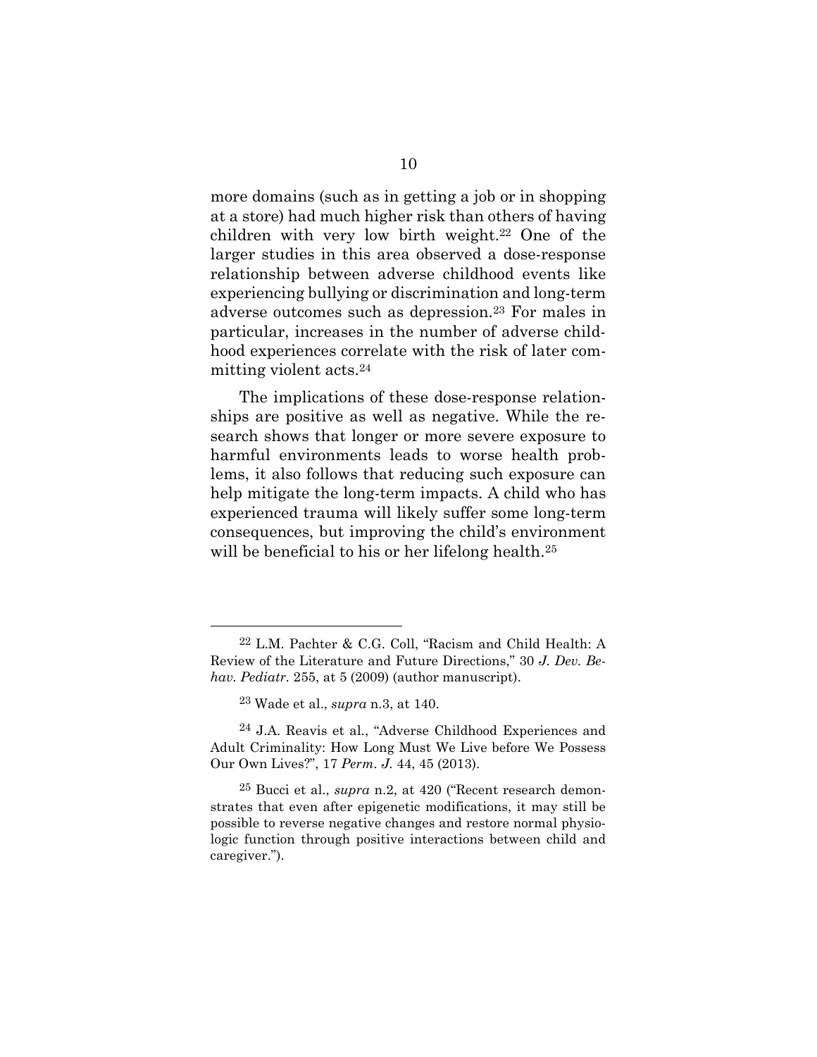more domains (such as in getting a job or in shopping at a store) had much higher risk than others of having children with very low birth weight.[22] One of the larger studies in this area observed a dose-response relationship between adverse childhood events like experiencing bullying or discrimination and long-term adverse outcomes such as depression.[23] For males in particular, increases in the number of adverse childhood experiences correlate with the risk of later committing violent acts.[24]

The implications of these dose-response relationships are positive as well as negative. While the research shows that longer or more severe exposure to harmful environments leads to worse health problems, it also follows that reducing such exposure can help mitigate the long-term impacts. A child who has experienced trauma will likely suffer some long-term consequences, but improving the child's environment will be beneficial to his or her lifelong health.[25]

---

[22] L.M. Pachter & C.G. Coll, "Racism and Child Health: A Review of the Literature and Future Directions," 30 *J. Dev. Behav. Pediatr.* 255, at 5 (2009) (author manuscript).

[23] Wade et al., *supra* n.3, at 140.

[24] J.A. Reavis et al., "Adverse Childhood Experiences and Adult Criminality: How Long Must We Live before We Possess Our Own Lives?", 17 *Perm. J.* 44, 45 (2013).

[25] Bucci et al., *supra* n.2, at 420 ("Recent research demonstrates that even after epigenetic modifications, it may still be possible to reverse negative changes and restore normal physiologic function through positive interactions between child and caregiver.").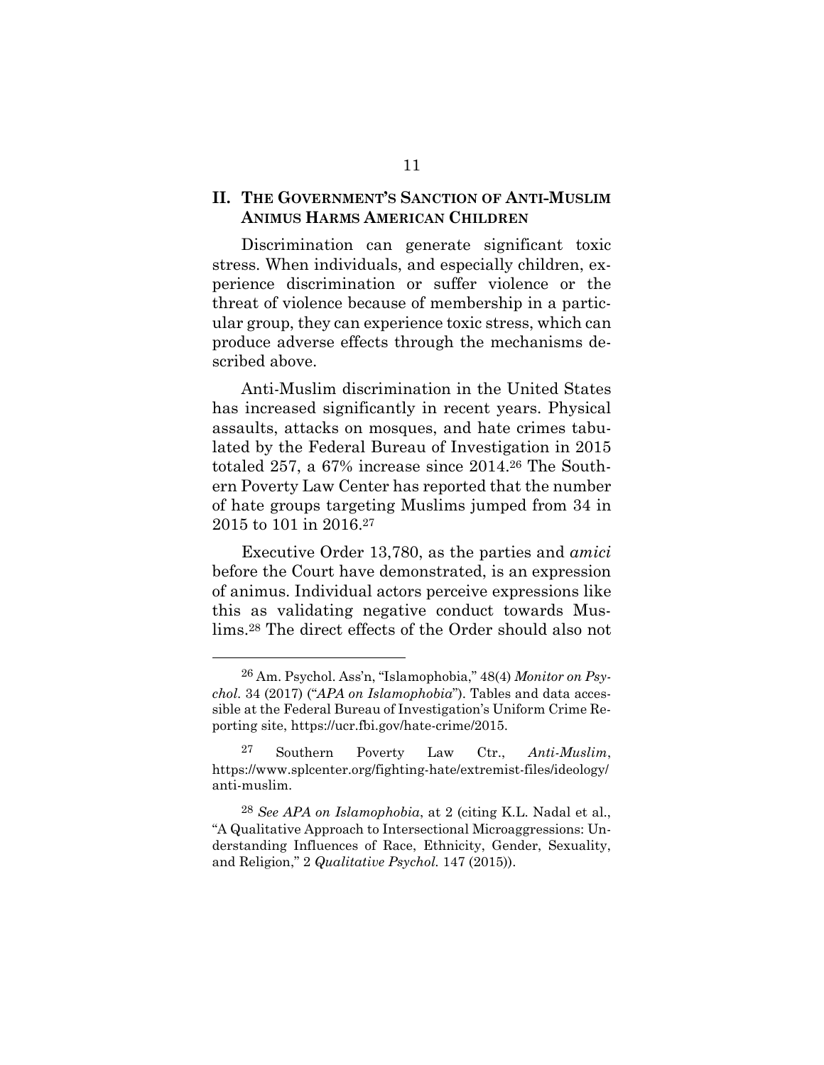## II. THE GOVERNMENT'S SANCTION OF ANTI-MUSLIM ANIMUS HARMS AMERICAN CHILDREN

Discrimination can generate significant toxic stress. When individuals, and especially children, experience discrimination or suffer violence or the threat of violence because of membership in a particular group, they can experience toxic stress, which can produce adverse effects through the mechanisms described above.

Anti-Muslim discrimination in the United States has increased significantly in recent years. Physical assaults, attacks on mosques, and hate crimes tabulated by the Federal Bureau of Investigation in 2015 totaled 257, a 67% increase since 2014.[26] The Southern Poverty Law Center has reported that the number of hate groups targeting Muslims jumped from 34 in 2015 to 101 in 2016.[27]

Executive Order 13,780, as the parties and *amici* before the Court have demonstrated, is an expression of animus. Individual actors perceive expressions like this as validating negative conduct towards Muslims.[28] The direct effects of the Order should also not

---

[26] Am. Psychol. Ass'n, "Islamophobia," 48(4) *Monitor on Psychol.* 34 (2017) ("*APA on Islamophobia*"). Tables and data accessible at the Federal Bureau of Investigation's Uniform Crime Reporting site, https://ucr.fbi.gov/hate-crime/2015.

[27] Southern Poverty Law Ctr., *Anti-Muslim*, https://www.splcenter.org/fighting-hate/extremist-files/ideology/anti-muslim.

[28] *See APA on Islamophobia*, at 2 (citing K.L. Nadal et al., "A Qualitative Approach to Intersectional Microaggressions: Understanding Influences of Race, Ethnicity, Gender, Sexuality, and Religion," 2 *Qualitative Psychol.* 147 (2015)).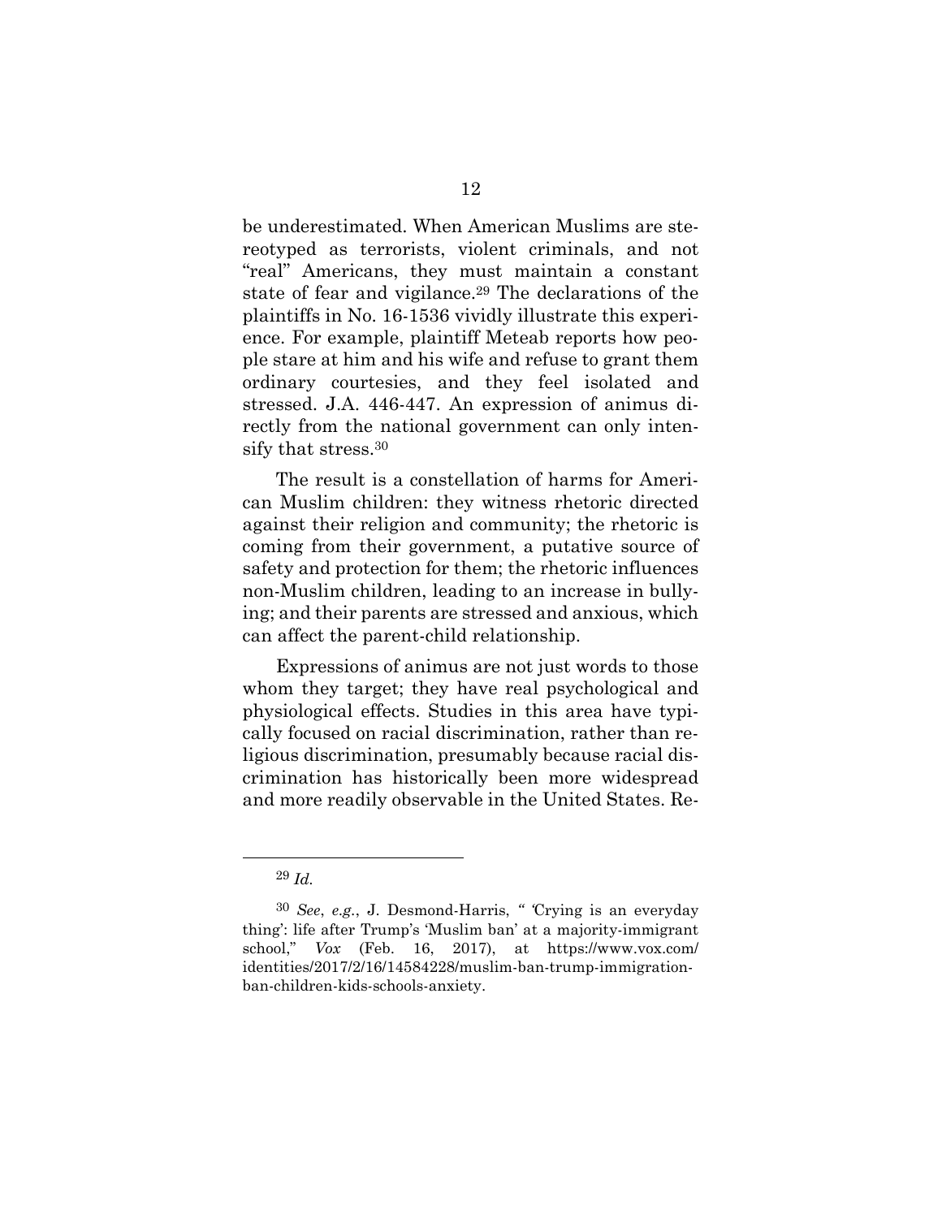be underestimated. When American Muslims are stereotyped as terrorists, violent criminals, and not "real" Americans, they must maintain a constant state of fear and vigilance.[29] The declarations of the plaintiffs in No. 16-1536 vividly illustrate this experience. For example, plaintiff Meteab reports how people stare at him and his wife and refuse to grant them ordinary courtesies, and they feel isolated and stressed. J.A. 446-447. An expression of animus directly from the national government can only intensify that stress.[30]

The result is a constellation of harms for American Muslim children: they witness rhetoric directed against their religion and community; the rhetoric is coming from their government, a putative source of safety and protection for them; the rhetoric influences non-Muslim children, leading to an increase in bullying; and their parents are stressed and anxious, which can affect the parent-child relationship.

Expressions of animus are not just words to those whom they target; they have real psychological and physiological effects. Studies in this area have typically focused on racial discrimination, rather than religious discrimination, presumably because racial discrimination has historically been more widespread and more readily observable in the United States. Re-

---

[29] *Id.*

[30] *See*, *e.g.*, J. Desmond-Harris, " 'Crying is an everyday thing': life after Trump's 'Muslim ban' at a majority-immigrant school," *Vox* (Feb. 16, 2017), at https://www.vox.com/identities/2017/2/16/14584228/muslim-ban-trump-immigration-ban-children-kids-schools-anxiety.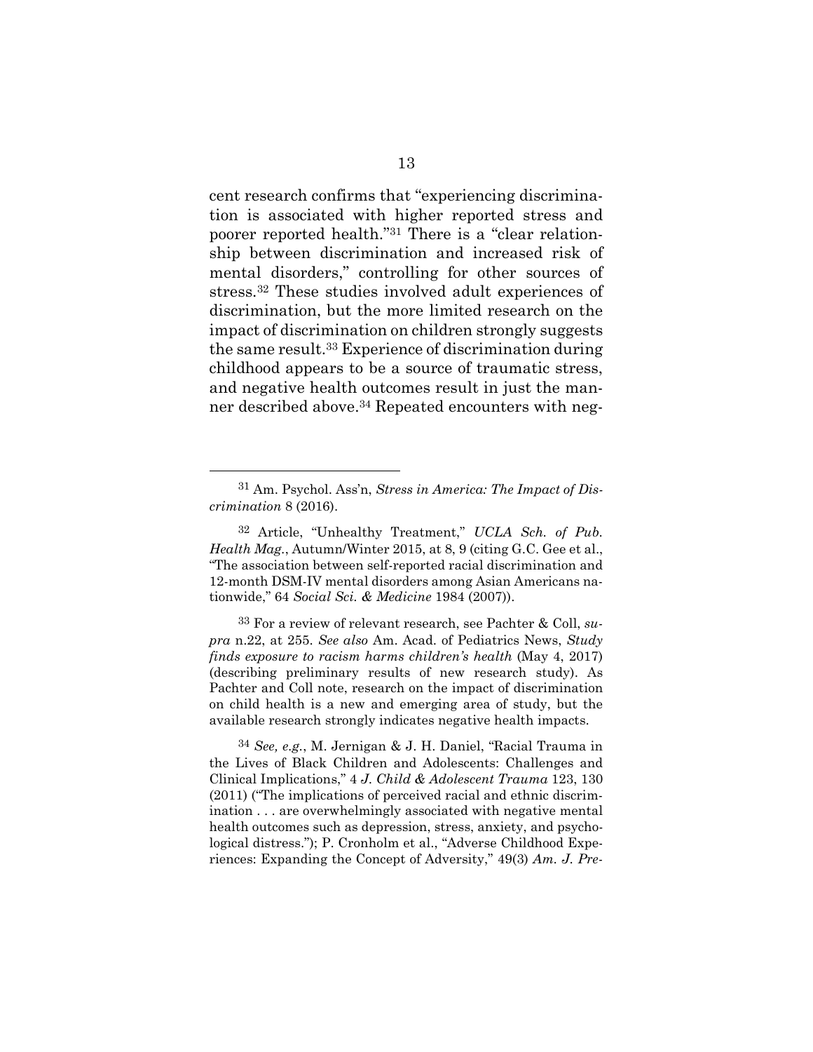cent research confirms that "experiencing discrimination is associated with higher reported stress and poorer reported health."[31] There is a "clear relationship between discrimination and increased risk of mental disorders," controlling for other sources of stress.[32] These studies involved adult experiences of discrimination, but the more limited research on the impact of discrimination on children strongly suggests the same result.[33] Experience of discrimination during childhood appears to be a source of traumatic stress, and negative health outcomes result in just the manner described above.[34] Repeated encounters with neg-

---

[31] Am. Psychol. Ass'n, *Stress in America: The Impact of Discrimination* 8 (2016).

[32] Article, "Unhealthy Treatment," *UCLA Sch. of Pub. Health Mag.*, Autumn/Winter 2015, at 8, 9 (citing G.C. Gee et al., "The association between self-reported racial discrimination and 12-month DSM-IV mental disorders among Asian Americans nationwide," 64 *Social Sci. & Medicine* 1984 (2007)).

[33] For a review of relevant research, see Pachter & Coll, *supra* n.22, at 255. *See also* Am. Acad. of Pediatrics News, *Study finds exposure to racism harms children's health* (May 4, 2017) (describing preliminary results of new research study). As Pachter and Coll note, research on the impact of discrimination on child health is a new and emerging area of study, but the available research strongly indicates negative health impacts.

[34] *See, e.g.*, M. Jernigan & J. H. Daniel, "Racial Trauma in the Lives of Black Children and Adolescents: Challenges and Clinical Implications," 4 *J. Child & Adolescent Trauma* 123, 130 (2011) ("The implications of perceived racial and ethnic discrimination . . . are overwhelmingly associated with negative mental health outcomes such as depression, stress, anxiety, and psychological distress."); P. Cronholm et al., "Adverse Childhood Experiences: Expanding the Concept of Adversity," 49(3) *Am. J. Pre-*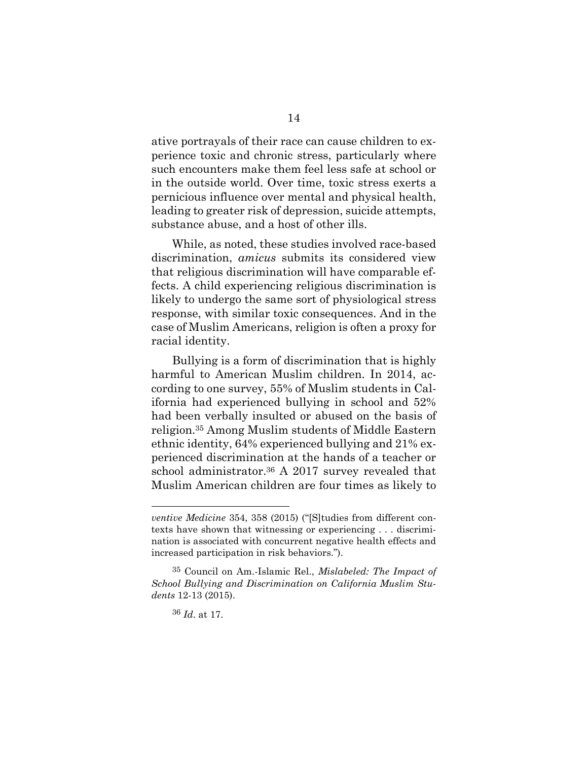ative portrayals of their race can cause children to experience toxic and chronic stress, particularly where such encounters make them feel less safe at school or in the outside world. Over time, toxic stress exerts a pernicious influence over mental and physical health, leading to greater risk of depression, suicide attempts, substance abuse, and a host of other ills.

While, as noted, these studies involved race-based discrimination, *amicus* submits its considered view that religious discrimination will have comparable effects. A child experiencing religious discrimination is likely to undergo the same sort of physiological stress response, with similar toxic consequences. And in the case of Muslim Americans, religion is often a proxy for racial identity.

Bullying is a form of discrimination that is highly harmful to American Muslim children. In 2014, according to one survey, 55% of Muslim students in California had experienced bullying in school and 52% had been verbally insulted or abused on the basis of religion.[35] Among Muslim students of Middle Eastern ethnic identity, 64% experienced bullying and 21% experienced discrimination at the hands of a teacher or school administrator.[36] A 2017 survey revealed that Muslim American children are four times as likely to

---

*ventive Medicine* 354, 358 (2015) ("[S]tudies from different contexts have shown that witnessing or experiencing . . . discrimination is associated with concurrent negative health effects and increased participation in risk behaviors.").

[35] Council on Am.-Islamic Rel., *Mislabeled: The Impact of School Bullying and Discrimination on California Muslim Students* 12-13 (2015).

[36] *Id*. at 17.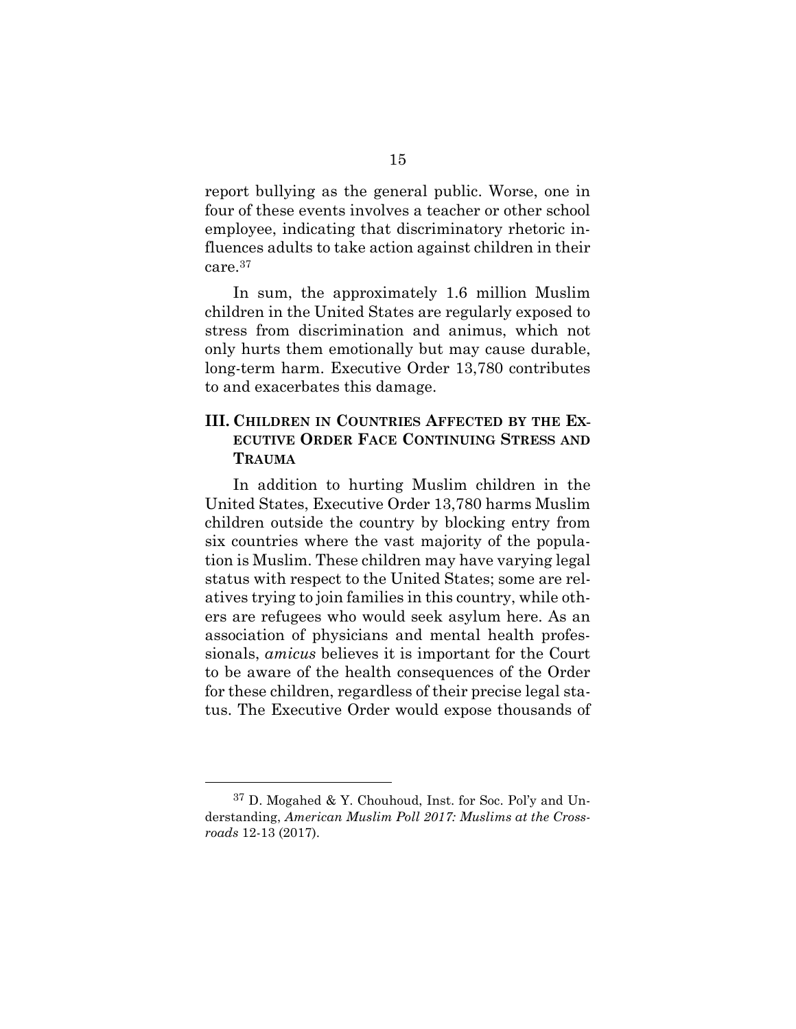report bullying as the general public. Worse, one in four of these events involves a teacher or other school employee, indicating that discriminatory rhetoric influences adults to take action against children in their care.[37]

In sum, the approximately 1.6 million Muslim children in the United States are regularly exposed to stress from discrimination and animus, which not only hurts them emotionally but may cause durable, long-term harm. Executive Order 13,780 contributes to and exacerbates this damage.

## III. CHILDREN IN COUNTRIES AFFECTED BY THE EXECUTIVE ORDER FACE CONTINUING STRESS AND TRAUMA

In addition to hurting Muslim children in the United States, Executive Order 13,780 harms Muslim children outside the country by blocking entry from six countries where the vast majority of the population is Muslim. These children may have varying legal status with respect to the United States; some are relatives trying to join families in this country, while others are refugees who would seek asylum here. As an association of physicians and mental health professionals, *amicus* believes it is important for the Court to be aware of the health consequences of the Order for these children, regardless of their precise legal status. The Executive Order would expose thousands of

---

[37] D. Mogahed & Y. Chouhoud, Inst. for Soc. Pol'y and Understanding, *American Muslim Poll 2017: Muslims at the Crossroads* 12-13 (2017).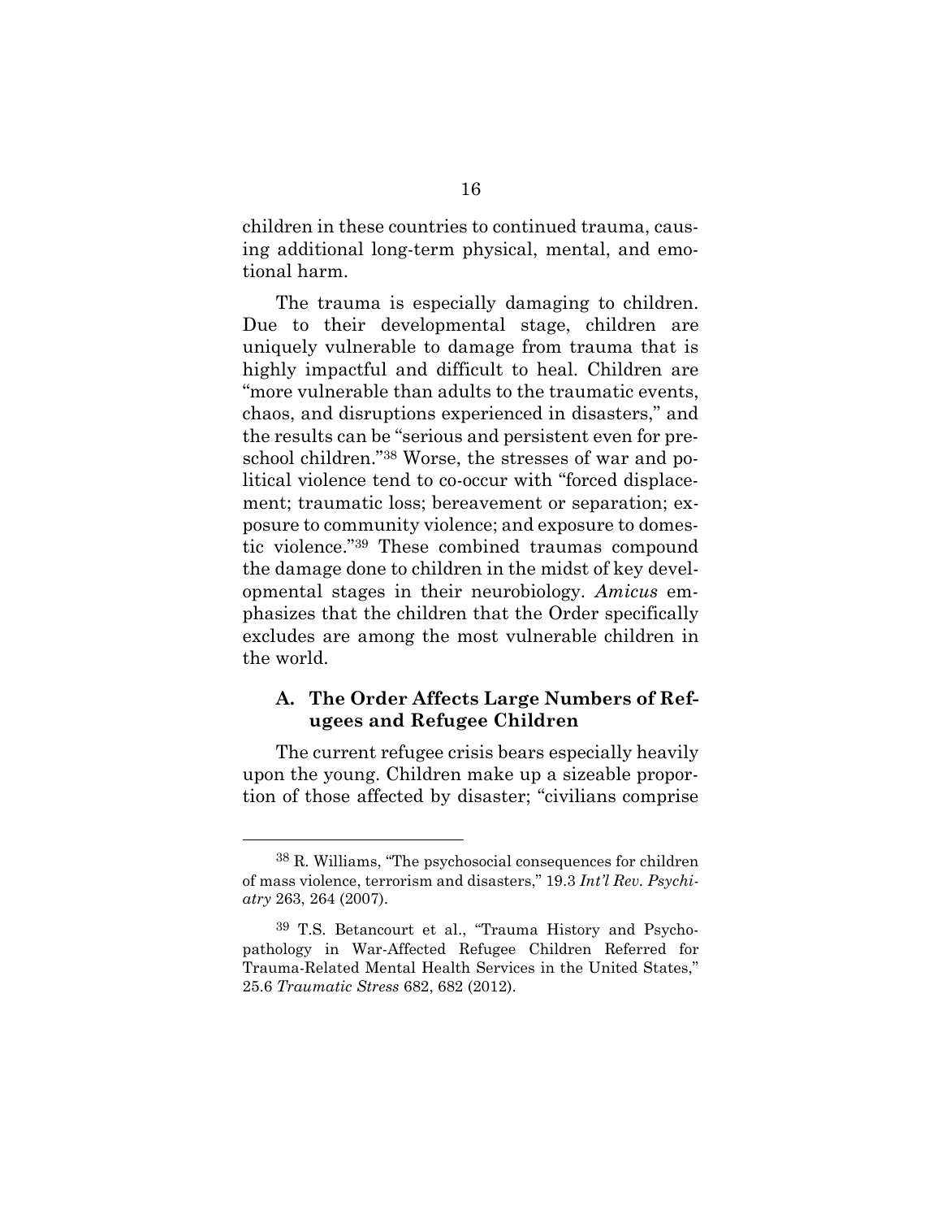children in these countries to continued trauma, causing additional long-term physical, mental, and emotional harm.

The trauma is especially damaging to children. Due to their developmental stage, children are uniquely vulnerable to damage from trauma that is highly impactful and difficult to heal. Children are "more vulnerable than adults to the traumatic events, chaos, and disruptions experienced in disasters," and the results can be "serious and persistent even for preschool children."[38] Worse, the stresses of war and political violence tend to co-occur with "forced displacement; traumatic loss; bereavement or separation; exposure to community violence; and exposure to domestic violence."[39] These combined traumas compound the damage done to children in the midst of key developmental stages in their neurobiology. *Amicus* emphasizes that the children that the Order specifically excludes are among the most vulnerable children in the world.

### A. The Order Affects Large Numbers of Refugees and Refugee Children

The current refugee crisis bears especially heavily upon the young. Children make up a sizeable proportion of those affected by disaster; "civilians comprise

---

[38] R. Williams, "The psychosocial consequences for children of mass violence, terrorism and disasters," 19.3 *Int'l Rev. Psychiatry* 263, 264 (2007).

[39] T.S. Betancourt et al., "Trauma History and Psychopathology in War-Affected Refugee Children Referred for Trauma-Related Mental Health Services in the United States," 25.6 *Traumatic Stress* 682, 682 (2012).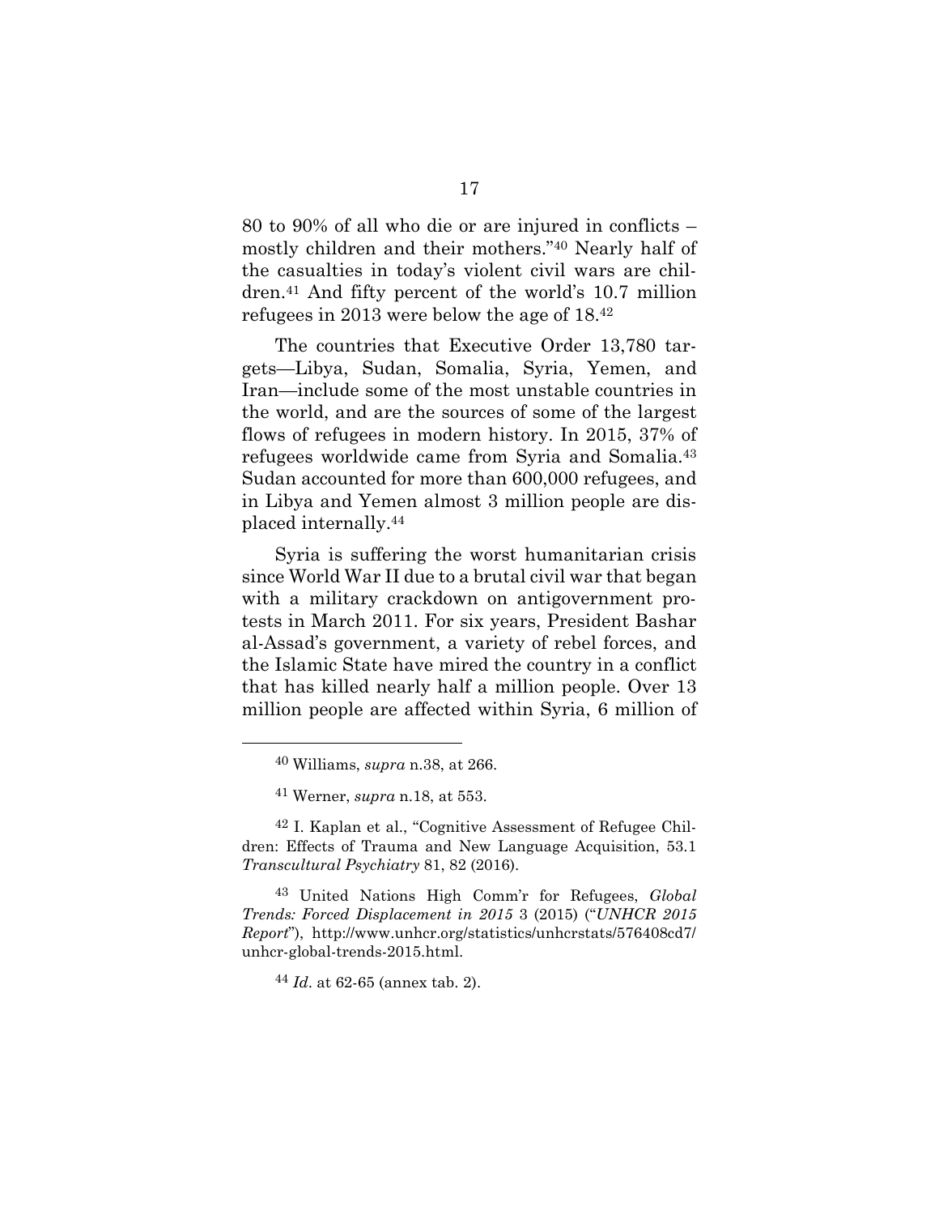80 to 90% of all who die or are injured in conflicts – mostly children and their mothers."[40] Nearly half of the casualties in today's violent civil wars are children.[41] And fifty percent of the world's 10.7 million refugees in 2013 were below the age of 18.[42]

The countries that Executive Order 13,780 targets—Libya, Sudan, Somalia, Syria, Yemen, and Iran—include some of the most unstable countries in the world, and are the sources of some of the largest flows of refugees in modern history. In 2015, 37% of refugees worldwide came from Syria and Somalia.[43] Sudan accounted for more than 600,000 refugees, and in Libya and Yemen almost 3 million people are displaced internally.[44]

Syria is suffering the worst humanitarian crisis since World War II due to a brutal civil war that began with a military crackdown on antigovernment protests in March 2011. For six years, President Bashar al-Assad's government, a variety of rebel forces, and the Islamic State have mired the country in a conflict that has killed nearly half a million people. Over 13 million people are affected within Syria, 6 million of

---

[40] Williams, *supra* n.38, at 266.

[41] Werner, *supra* n.18, at 553.

[42] I. Kaplan et al., "Cognitive Assessment of Refugee Children: Effects of Trauma and New Language Acquisition, 53.1 *Transcultural Psychiatry* 81, 82 (2016).

[43] United Nations High Comm'r for Refugees, *Global Trends: Forced Displacement in 2015* 3 (2015) ("*UNHCR 2015 Report*"), http://www.unhcr.org/statistics/unhcrstats/576408cd7/unhcr-global-trends-2015.html.

[44] *Id*. at 62-65 (annex tab. 2).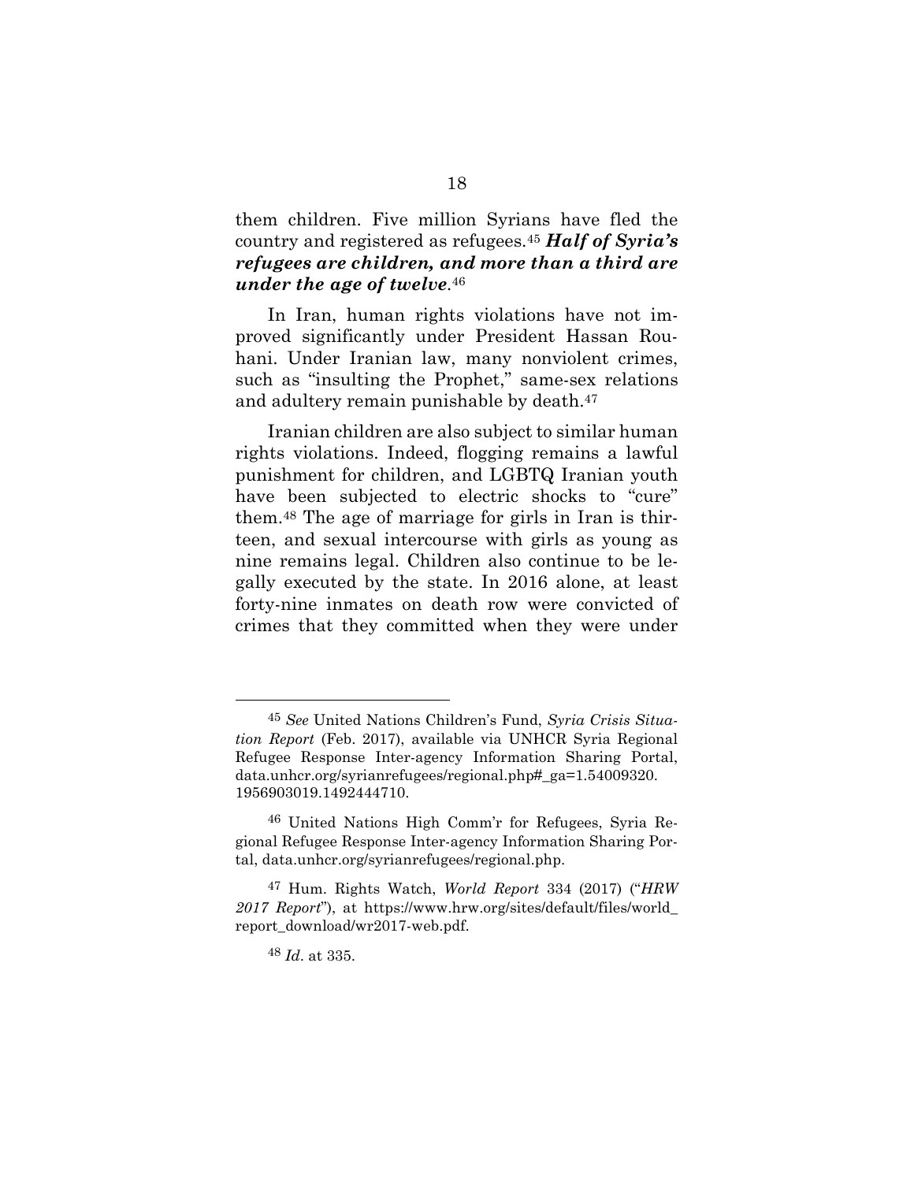them children. Five million Syrians have fled the country and registered as refugees.[45] ***Half of Syria's refugees are children, and more than a third are under the age of twelve***.[46]

In Iran, human rights violations have not improved significantly under President Hassan Rouhani. Under Iranian law, many nonviolent crimes, such as "insulting the Prophet," same-sex relations and adultery remain punishable by death.[47]

Iranian children are also subject to similar human rights violations. Indeed, flogging remains a lawful punishment for children, and LGBTQ Iranian youth have been subjected to electric shocks to "cure" them.[48] The age of marriage for girls in Iran is thirteen, and sexual intercourse with girls as young as nine remains legal. Children also continue to be legally executed by the state. In 2016 alone, at least forty-nine inmates on death row were convicted of crimes that they committed when they were under

---

[45] *See* United Nations Children's Fund, *Syria Crisis Situation Report* (Feb. 2017), available via UNHCR Syria Regional Refugee Response Inter-agency Information Sharing Portal, data.unhcr.org/syrianrefugees/regional.php#_ga=1.54009320.1956903019.1492444710.

[46] United Nations High Comm'r for Refugees, Syria Regional Refugee Response Inter-agency Information Sharing Portal, data.unhcr.org/syrianrefugees/regional.php.

[47] Hum. Rights Watch, *World Report* 334 (2017) ("*HRW 2017 Report*"), at https://www.hrw.org/sites/default/files/world_report_download/wr2017-web.pdf.

[48] *Id*. at 335.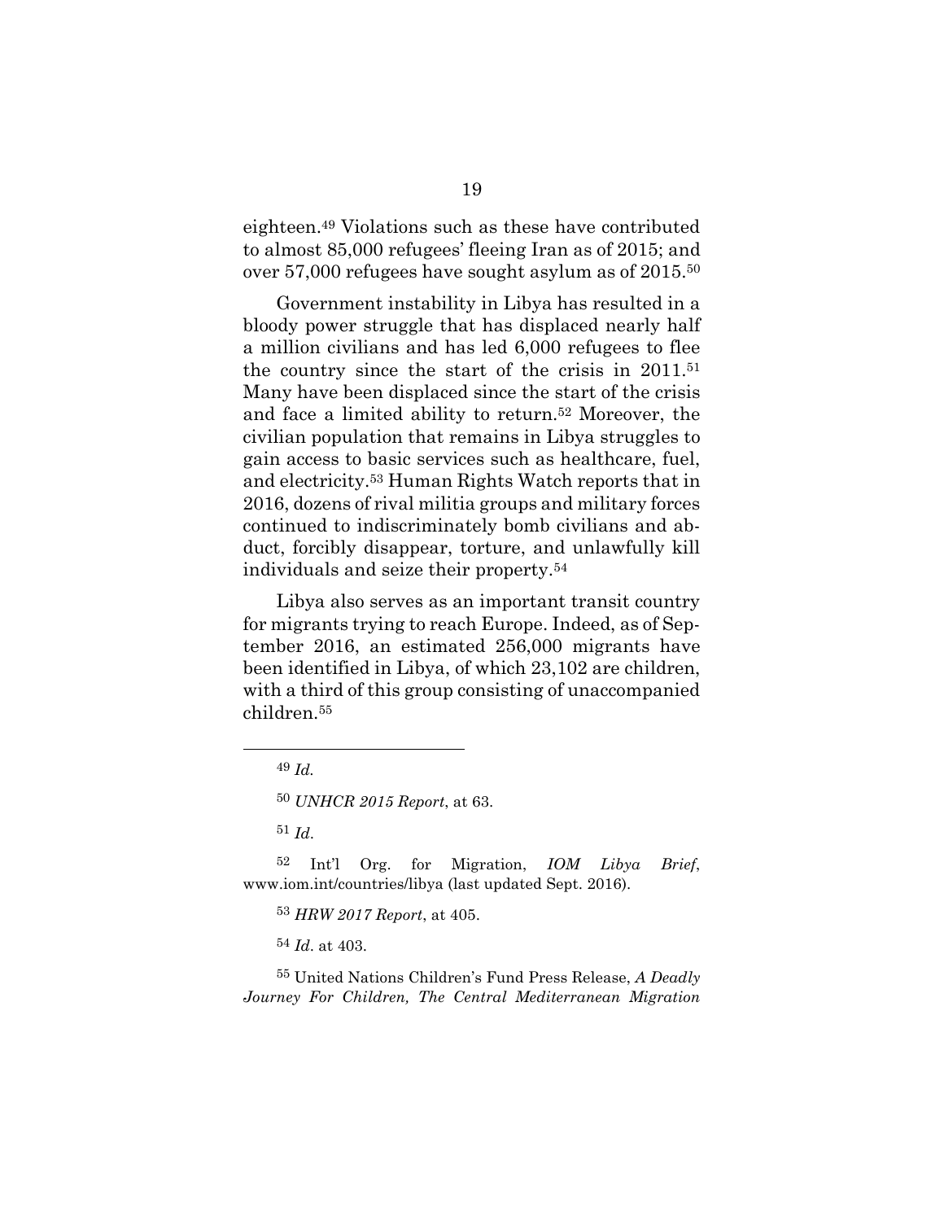eighteen.[49] Violations such as these have contributed to almost 85,000 refugees' fleeing Iran as of 2015; and over 57,000 refugees have sought asylum as of 2015.[50]

Government instability in Libya has resulted in a bloody power struggle that has displaced nearly half a million civilians and has led 6,000 refugees to flee the country since the start of the crisis in 2011.[51] Many have been displaced since the start of the crisis and face a limited ability to return.[52] Moreover, the civilian population that remains in Libya struggles to gain access to basic services such as healthcare, fuel, and electricity.[53] Human Rights Watch reports that in 2016, dozens of rival militia groups and military forces continued to indiscriminately bomb civilians and abduct, forcibly disappear, torture, and unlawfully kill individuals and seize their property.[54]

Libya also serves as an important transit country for migrants trying to reach Europe. Indeed, as of September 2016, an estimated 256,000 migrants have been identified in Libya, of which 23,102 are children, with a third of this group consisting of unaccompanied children.[55]

---

[49] *Id.*

[50] *UNHCR 2015 Report*, at 63.

[51] *Id*.

[52] Int'l Org. for Migration, *IOM Libya Brief*, www.iom.int/countries/libya (last updated Sept. 2016).

[53] *HRW 2017 Report*, at 405.

[54] *Id*. at 403.

[55] United Nations Children's Fund Press Release, *A Deadly Journey For Children, The Central Mediterranean Migration*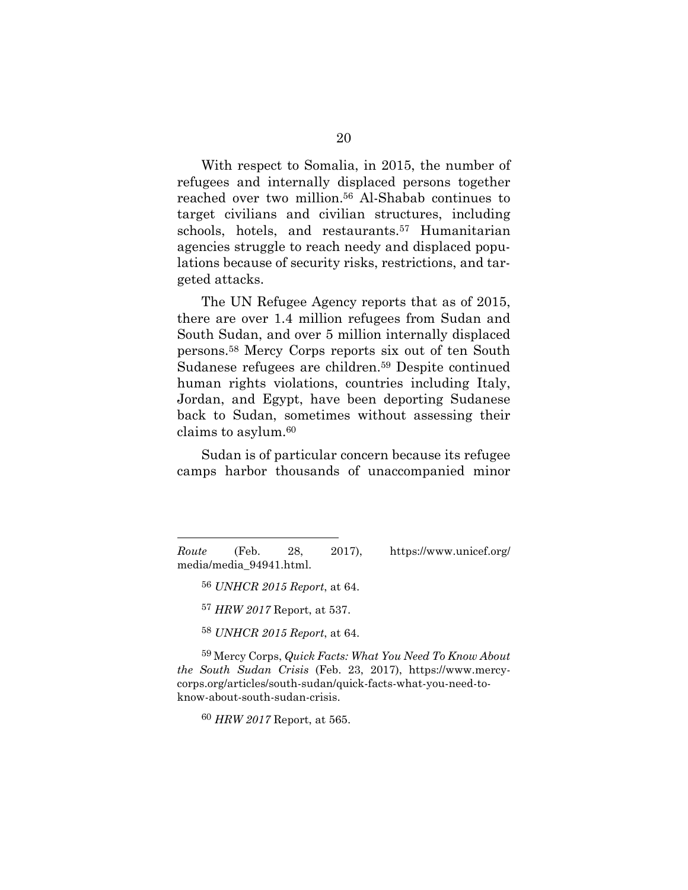With respect to Somalia, in 2015, the number of refugees and internally displaced persons together reached over two million.[56] Al-Shabab continues to target civilians and civilian structures, including schools, hotels, and restaurants.[57] Humanitarian agencies struggle to reach needy and displaced populations because of security risks, restrictions, and targeted attacks.

The UN Refugee Agency reports that as of 2015, there are over 1.4 million refugees from Sudan and South Sudan, and over 5 million internally displaced persons.[58] Mercy Corps reports six out of ten South Sudanese refugees are children.[59] Despite continued human rights violations, countries including Italy, Jordan, and Egypt, have been deporting Sudanese back to Sudan, sometimes without assessing their claims to asylum.[60]

Sudan is of particular concern because its refugee camps harbor thousands of unaccompanied minor

---

*Route* (Feb. 28, 2017), https://www.unicef.org/media/media_94941.html.

[56] *UNHCR 2015 Report*, at 64.

[57] *HRW 2017* Report, at 537.

[58] *UNHCR 2015 Report*, at 64.

[59] Mercy Corps, *Quick Facts: What You Need To Know About the South Sudan Crisis* (Feb. 23, 2017), https://www.mercycorps.org/articles/south-sudan/quick-facts-what-you-need-to-know-about-south-sudan-crisis.

[60] *HRW 2017* Report, at 565.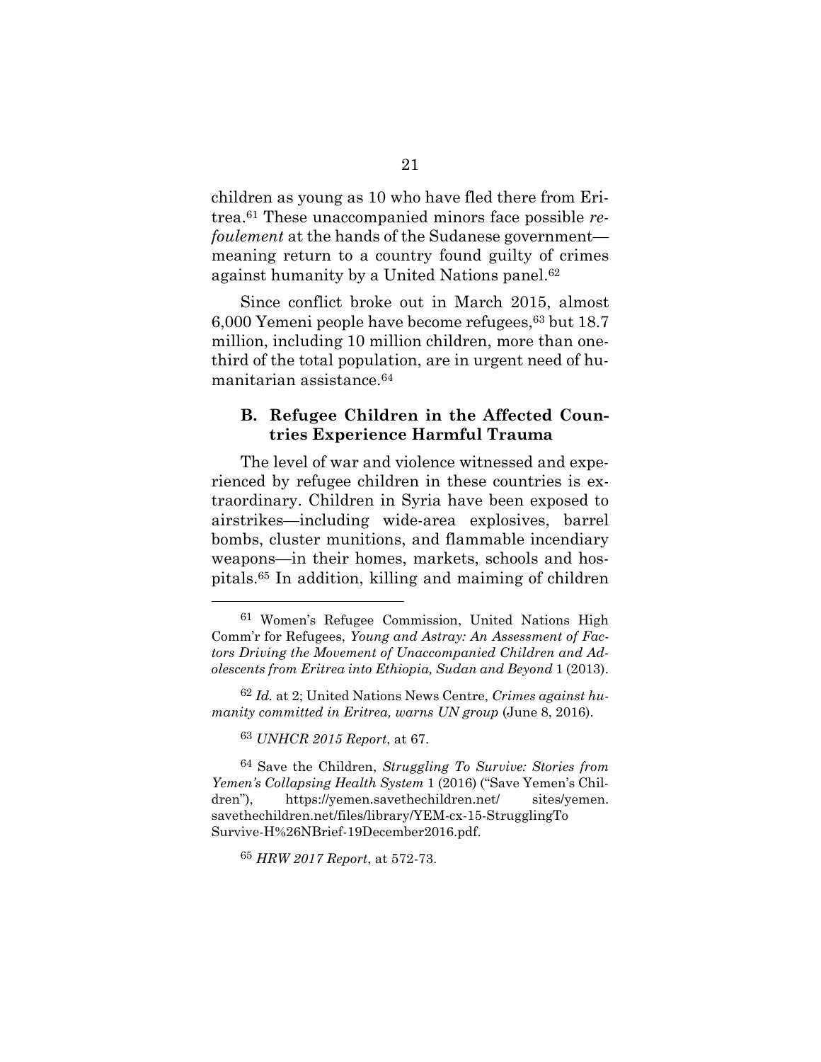children as young as 10 who have fled there from Eritrea.[61] These unaccompanied minors face possible *refoulement* at the hands of the Sudanese government—meaning return to a country found guilty of crimes against humanity by a United Nations panel.[62]

Since conflict broke out in March 2015, almost 6,000 Yemeni people have become refugees,[63] but 18.7 million, including 10 million children, more than one-third of the total population, are in urgent need of humanitarian assistance.[64]

### B. Refugee Children in the Affected Countries Experience Harmful Trauma

The level of war and violence witnessed and experienced by refugee children in these countries is extraordinary. Children in Syria have been exposed to airstrikes—including wide-area explosives, barrel bombs, cluster munitions, and flammable incendiary weapons—in their homes, markets, schools and hospitals.[65] In addition, killing and maiming of children

---

[61] Women's Refugee Commission, United Nations High Comm'r for Refugees, *Young and Astray: An Assessment of Factors Driving the Movement of Unaccompanied Children and Adolescents from Eritrea into Ethiopia, Sudan and Beyond* 1 (2013).

[62] *Id.* at 2; United Nations News Centre, *Crimes against humanity committed in Eritrea, warns UN group* (June 8, 2016).

[63] *UNHCR 2015 Report*, at 67.

[64] Save the Children, *Struggling To Survive: Stories from Yemen's Collapsing Health System* 1 (2016) ("Save Yemen's Children"), https://yemen.savethechildren.net/ sites/yemen.savethechildren.net/files/library/YEM-cx-15-StrugglingTo Survive-H%26NBrief-19December2016.pdf.

[65] *HRW 2017 Report*, at 572-73.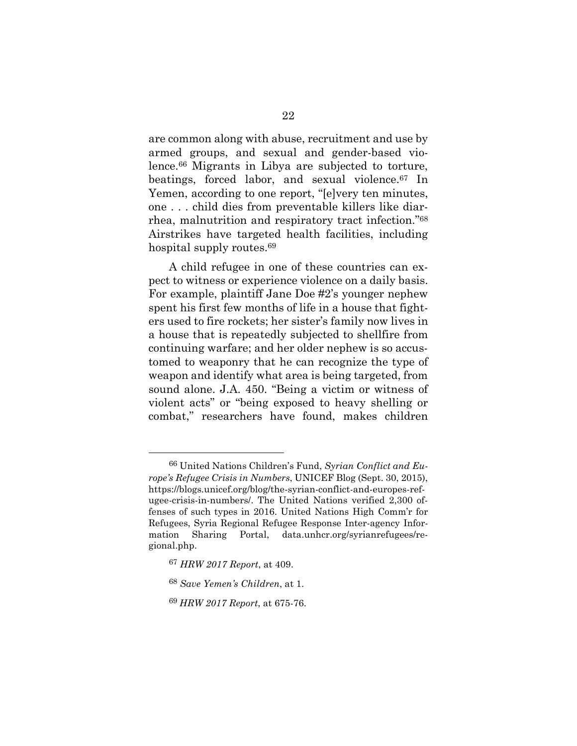are common along with abuse, recruitment and use by armed groups, and sexual and gender-based violence.[66] Migrants in Libya are subjected to torture, beatings, forced labor, and sexual violence.[67] In Yemen, according to one report, "[e]very ten minutes, one . . . child dies from preventable killers like diarrhea, malnutrition and respiratory tract infection."[68] Airstrikes have targeted health facilities, including hospital supply routes.[69]

A child refugee in one of these countries can expect to witness or experience violence on a daily basis. For example, plaintiff Jane Doe #2's younger nephew spent his first few months of life in a house that fighters used to fire rockets; her sister's family now lives in a house that is repeatedly subjected to shellfire from continuing warfare; and her older nephew is so accustomed to weaponry that he can recognize the type of weapon and identify what area is being targeted, from sound alone. J.A. 450. "Being a victim or witness of violent acts" or "being exposed to heavy shelling or combat," researchers have found, makes children

---

[66] United Nations Children's Fund, *Syrian Conflict and Europe's Refugee Crisis in Numbers*, UNICEF Blog (Sept. 30, 2015), https://blogs.unicef.org/blog/the-syrian-conflict-and-europes-refugee-crisis-in-numbers/. The United Nations verified 2,300 offenses of such types in 2016. United Nations High Comm'r for Refugees, Syria Regional Refugee Response Inter-agency Information Sharing Portal, data.unhcr.org/syrianrefugees/regional.php.

[67] *HRW 2017 Report*, at 409.

[68] *Save Yemen's Children*, at 1.

[69] *HRW 2017 Report*, at 675-76.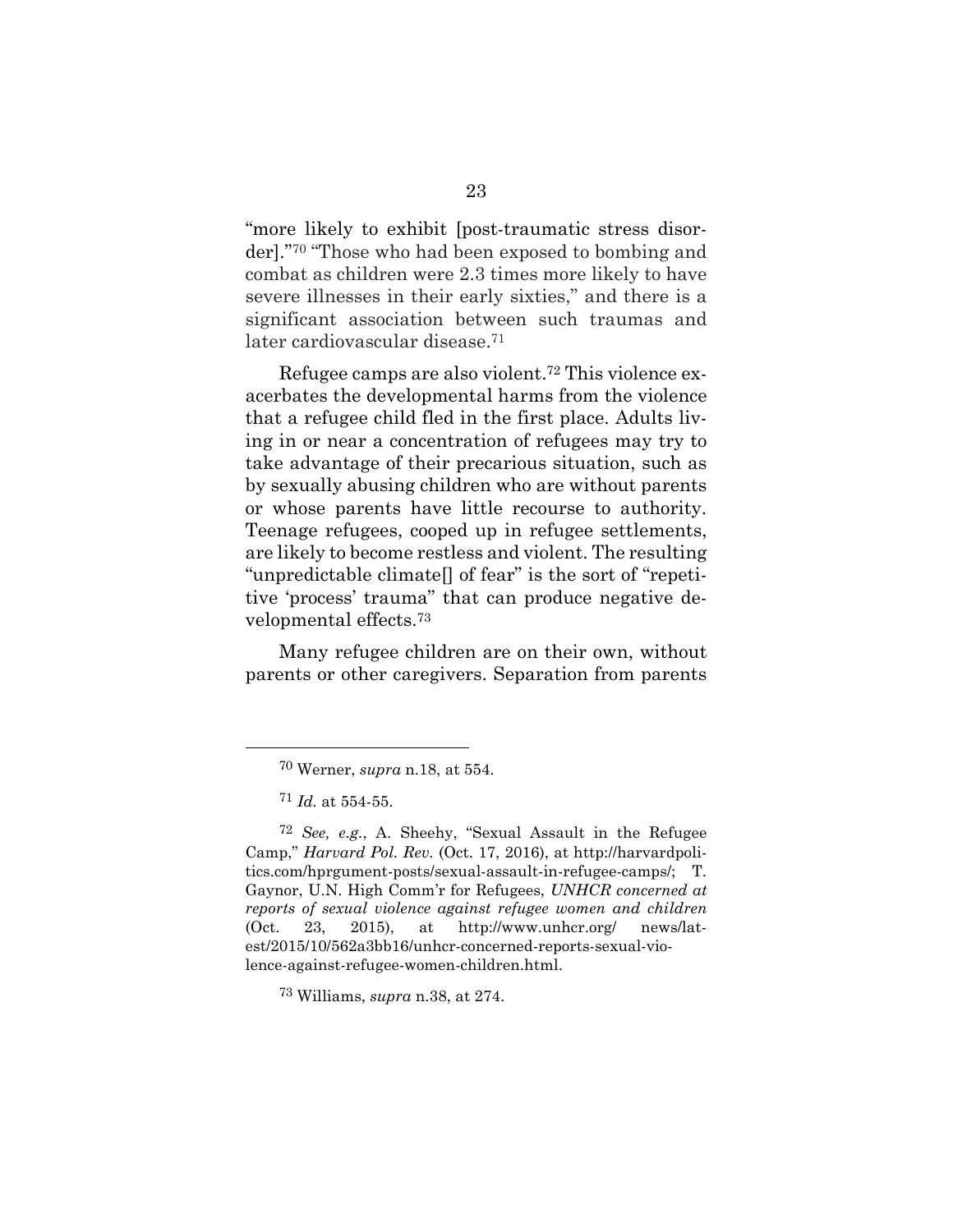"more likely to exhibit [post-traumatic stress disorder]."[70] "Those who had been exposed to bombing and combat as children were 2.3 times more likely to have severe illnesses in their early sixties," and there is a significant association between such traumas and later cardiovascular disease.[71]

Refugee camps are also violent.[72] This violence exacerbates the developmental harms from the violence that a refugee child fled in the first place. Adults living in or near a concentration of refugees may try to take advantage of their precarious situation, such as by sexually abusing children who are without parents or whose parents have little recourse to authority. Teenage refugees, cooped up in refugee settlements, are likely to become restless and violent. The resulting "unpredictable climate[] of fear" is the sort of "repetitive 'process' trauma" that can produce negative developmental effects.[73]

Many refugee children are on their own, without parents or other caregivers. Separation from parents

---

[70] Werner, *supra* n.18, at 554.

[71] *Id.* at 554-55.

[72] *See, e.g.*, A. Sheehy, "Sexual Assault in the Refugee Camp," *Harvard Pol. Rev.* (Oct. 17, 2016), at http://harvardpolitics.com/hprgument-posts/sexual-assault-in-refugee-camps/; T. Gaynor, U.N. High Comm'r for Refugees, *UNHCR concerned at reports of sexual violence against refugee women and children* (Oct. 23, 2015), at http://www.unhcr.org/ news/latest/2015/10/562a3bb16/unhcr-concerned-reports-sexual-violence-against-refugee-women-children.html.

[73] Williams, *supra* n.38, at 274.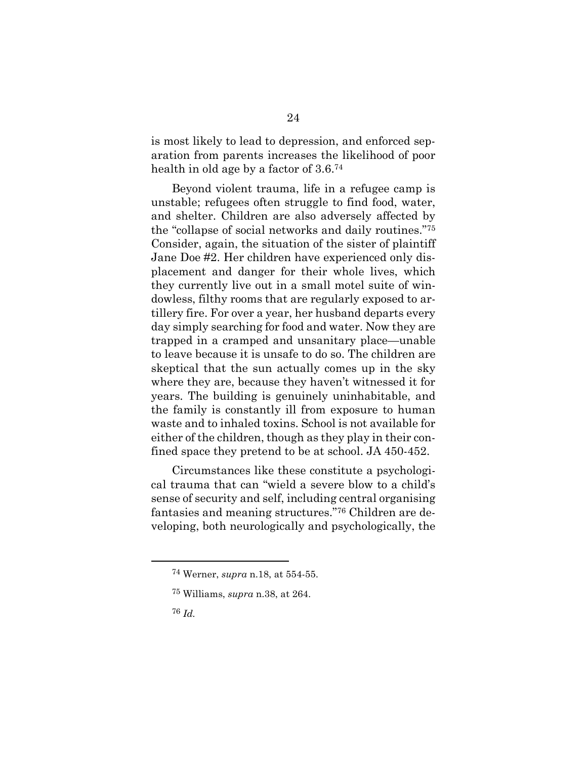is most likely to lead to depression, and enforced separation from parents increases the likelihood of poor health in old age by a factor of 3.6.[74]

Beyond violent trauma, life in a refugee camp is unstable; refugees often struggle to find food, water, and shelter. Children are also adversely affected by the "collapse of social networks and daily routines."[75] Consider, again, the situation of the sister of plaintiff Jane Doe #2. Her children have experienced only displacement and danger for their whole lives, which they currently live out in a small motel suite of windowless, filthy rooms that are regularly exposed to artillery fire. For over a year, her husband departs every day simply searching for food and water. Now they are trapped in a cramped and unsanitary place—unable to leave because it is unsafe to do so. The children are skeptical that the sun actually comes up in the sky where they are, because they haven't witnessed it for years. The building is genuinely uninhabitable, and the family is constantly ill from exposure to human waste and to inhaled toxins. School is not available for either of the children, though as they play in their confined space they pretend to be at school. JA 450-452.

Circumstances like these constitute a psychological trauma that can "wield a severe blow to a child's sense of security and self, including central organising fantasies and meaning structures."[76] Children are developing, both neurologically and psychologically, the

---

[74] Werner, *supra* n.18, at 554-55.

[75] Williams, *supra* n.38, at 264.

[76] *Id.*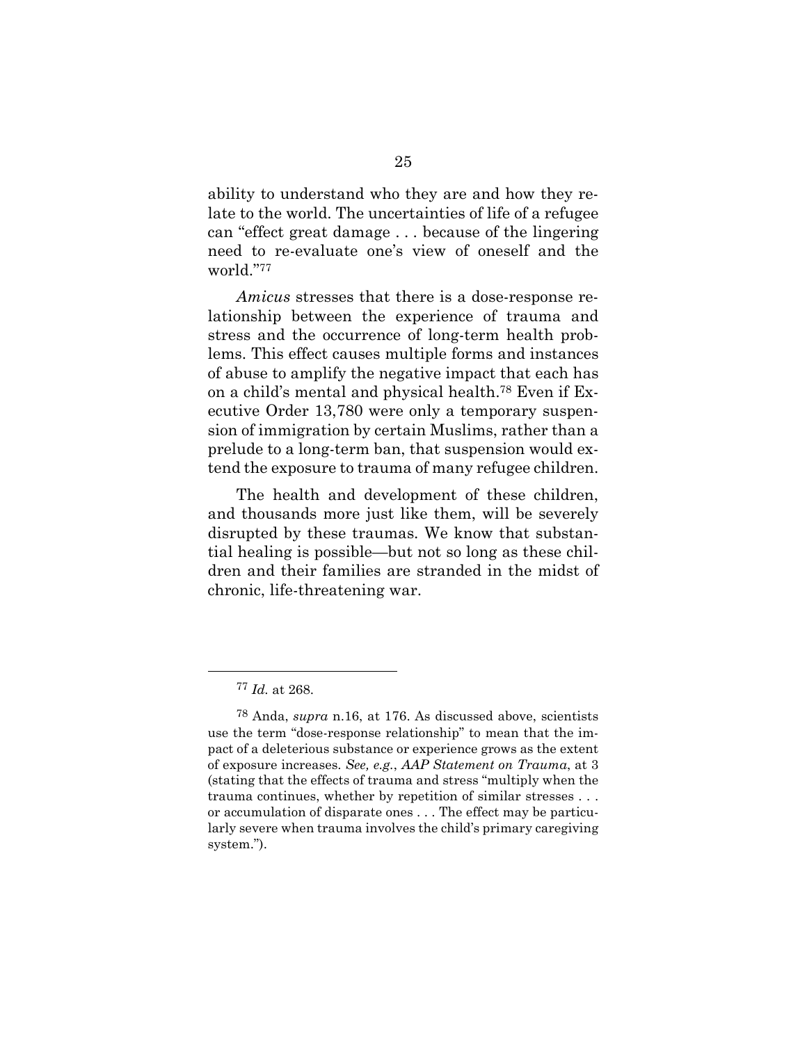ability to understand who they are and how they relate to the world. The uncertainties of life of a refugee can "effect great damage . . . because of the lingering need to re-evaluate one's view of oneself and the world."[77]

*Amicus* stresses that there is a dose-response relationship between the experience of trauma and stress and the occurrence of long-term health problems. This effect causes multiple forms and instances of abuse to amplify the negative impact that each has on a child's mental and physical health.[78] Even if Executive Order 13,780 were only a temporary suspension of immigration by certain Muslims, rather than a prelude to a long-term ban, that suspension would extend the exposure to trauma of many refugee children.

The health and development of these children, and thousands more just like them, will be severely disrupted by these traumas. We know that substantial healing is possible—but not so long as these children and their families are stranded in the midst of chronic, life-threatening war.

---

[77] *Id.* at 268.

[78] Anda, *supra* n.16, at 176. As discussed above, scientists use the term "dose-response relationship" to mean that the impact of a deleterious substance or experience grows as the extent of exposure increases. *See, e.g.*, *AAP Statement on Trauma*, at 3 (stating that the effects of trauma and stress "multiply when the trauma continues, whether by repetition of similar stresses . . . or accumulation of disparate ones . . . The effect may be particularly severe when trauma involves the child's primary caregiving system.").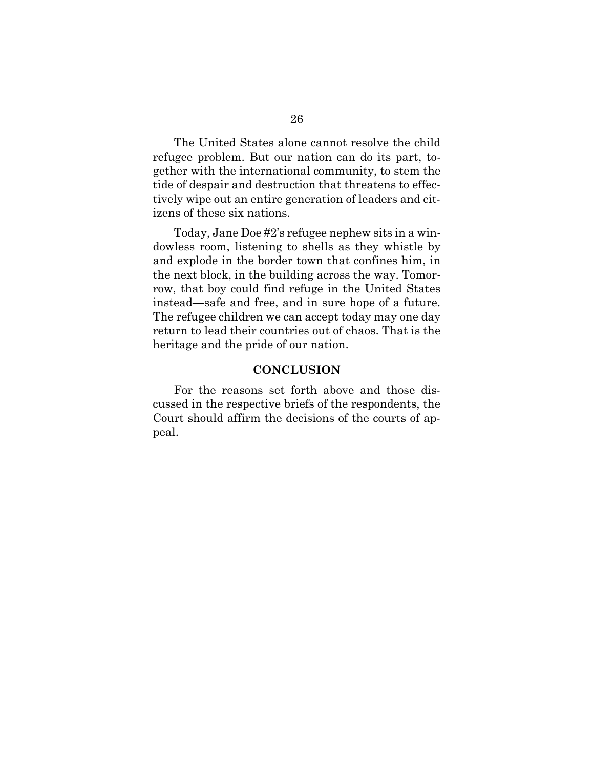The United States alone cannot resolve the child refugee problem. But our nation can do its part, together with the international community, to stem the tide of despair and destruction that threatens to effectively wipe out an entire generation of leaders and citizens of these six nations.

Today, Jane Doe #2's refugee nephew sits in a windowless room, listening to shells as they whistle by and explode in the border town that confines him, in the next block, in the building across the way. Tomorrow, that boy could find refuge in the United States instead—safe and free, and in sure hope of a future. The refugee children we can accept today may one day return to lead their countries out of chaos. That is the heritage and the pride of our nation.

## CONCLUSION

For the reasons set forth above and those discussed in the respective briefs of the respondents, the Court should affirm the decisions of the courts of appeal.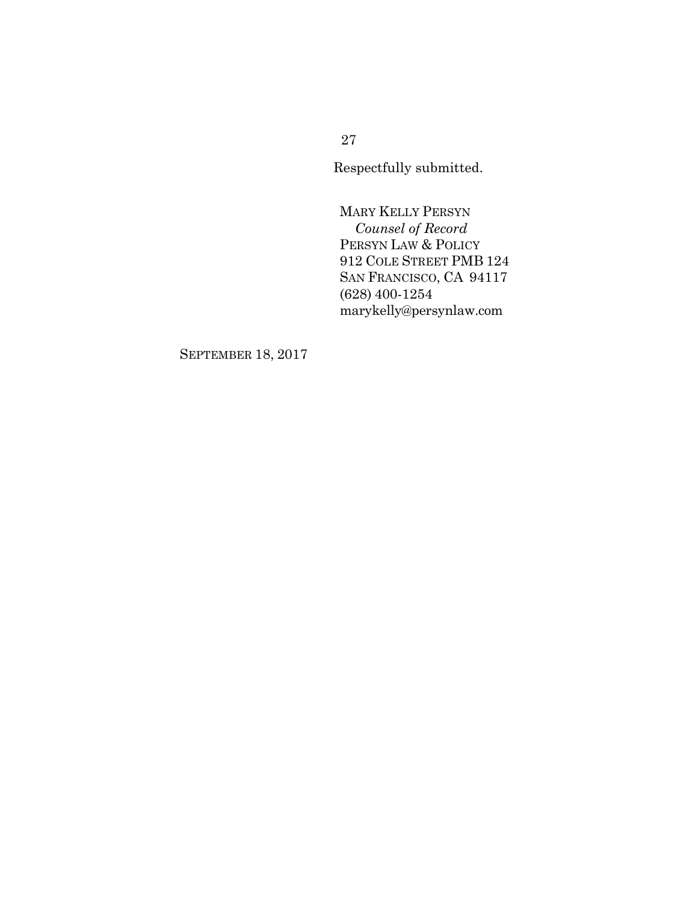Respectfully submitted.

MARY KELLY PERSYN
*Counsel of Record*
PERSYN LAW & POLICY
912 COLE STREET PMB 124
SAN FRANCISCO, CA 94117
(628) 400-1254
marykelly@persynlaw.com

SEPTEMBER 18, 2017